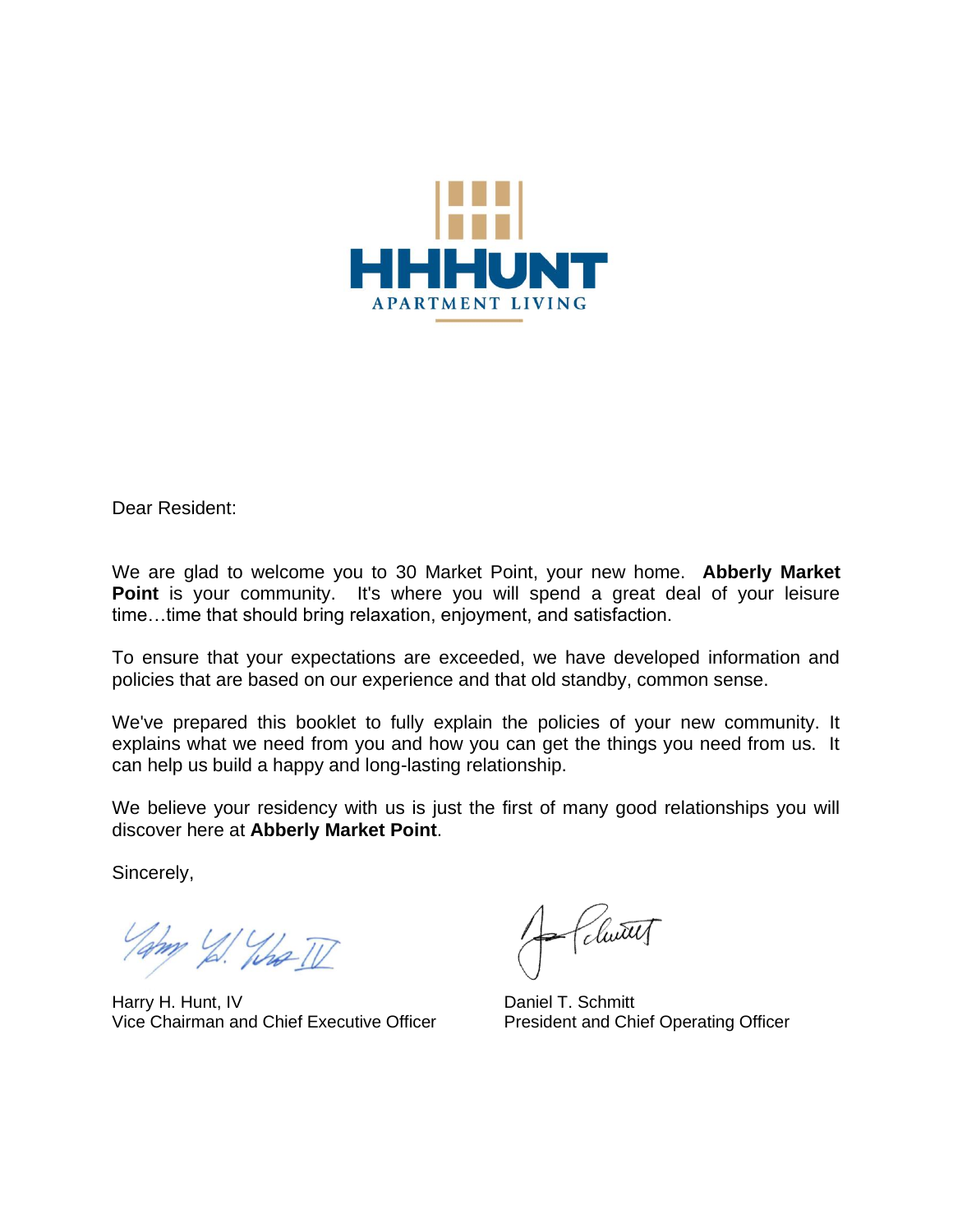HHHUNT

APARTMENT LIVING

Dear Resident:

We are glad to welcome you to 30 Market Point, your new home. **Abberly Market Point** is your community. It's where you will spend a great deal of your leisure time…time that should bring relaxation, enjoyment, and satisfaction.

To ensure that your expectations are exceeded, we have developed information and policies that are based on our experience and that old standby, common sense.

We've prepared this booklet to fully explain the policies of your new community. It explains what we need from you and how you can get the things you need from us. It can help us build a happy and long-lasting relationship.

We believe your residency with us is just the first of many good relationships you will discover here at **Abberly Market Point**.

Sincerely,

Harry H. Hunt, IV
Vice Chairman and Chief Executive Officer

Daniel T. Schmitt
President and Chief Operating Officer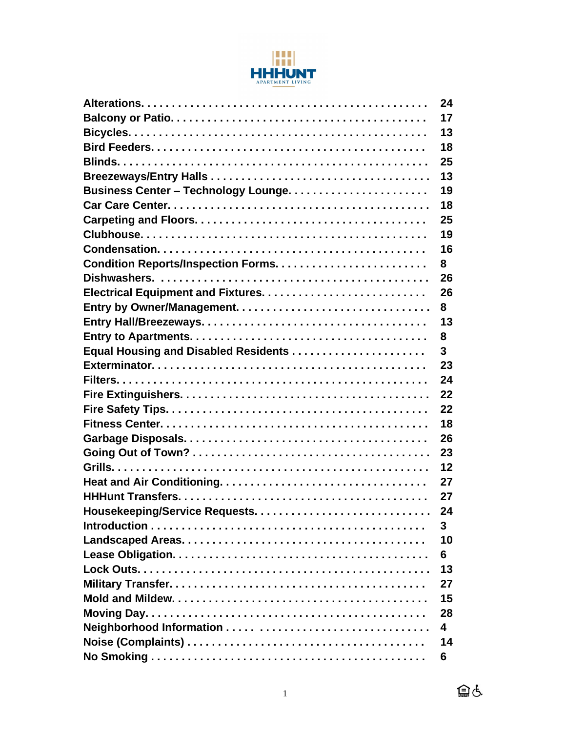HHHUNT
APARTMENT LIVING

| | |
|---|---|
| Alterations. . . . . . . . . . . . . . . . . . . . . . . . . . . . . . . . . . . . . . . . . . . . . . | 24 |
| Balcony or Patio. . . . . . . . . . . . . . . . . . . . . . . . . . . . . . . . . . . . . . . . . | 17 |
| Bicycles. . . . . . . . . . . . . . . . . . . . . . . . . . . . . . . . . . . . . . . . . . . . . . . | 13 |
| Bird Feeders. . . . . . . . . . . . . . . . . . . . . . . . . . . . . . . . . . . . . . . . . . . | 18 |
| Blinds. . . . . . . . . . . . . . . . . . . . . . . . . . . . . . . . . . . . . . . . . . . . . . . . | 25 |
| Breezeways/Entry Halls . . . . . . . . . . . . . . . . . . . . . . . . . . . . . . . . . . . | 13 |
| Business Center – Technology Lounge. . . . . . . . . . . . . . . . . . . . . . . | 19 |
| Car Care Center. . . . . . . . . . . . . . . . . . . . . . . . . . . . . . . . . . . . . . . . . | 18 |
| Carpeting and Floors. . . . . . . . . . . . . . . . . . . . . . . . . . . . . . . . . . . . | 25 |
| Clubhouse. . . . . . . . . . . . . . . . . . . . . . . . . . . . . . . . . . . . . . . . . . . . . | 19 |
| Condensation. . . . . . . . . . . . . . . . . . . . . . . . . . . . . . . . . . . . . . . . . . | 16 |
| Condition Reports/Inspection Forms. . . . . . . . . . . . . . . . . . . . . . . . . | 8 |
| Dishwashers. . . . . . . . . . . . . . . . . . . . . . . . . . . . . . . . . . . . . . . . . . . | 26 |
| Electrical Equipment and Fixtures. . . . . . . . . . . . . . . . . . . . . . . . . . | 26 |
| Entry by Owner/Management. . . . . . . . . . . . . . . . . . . . . . . . . . . . . . | 8 |
| Entry Hall/Breezeways. . . . . . . . . . . . . . . . . . . . . . . . . . . . . . . . . . . | 13 |
| Entry to Apartments. . . . . . . . . . . . . . . . . . . . . . . . . . . . . . . . . . . . | 8 |
| Equal Housing and Disabled Residents . . . . . . . . . . . . . . . . . . . . . | 3 |
| Exterminator. . . . . . . . . . . . . . . . . . . . . . . . . . . . . . . . . . . . . . . . . . . | 23 |
| Filters. . . . . . . . . . . . . . . . . . . . . . . . . . . . . . . . . . . . . . . . . . . . . . . . | 24 |
| Fire Extinguishers. . . . . . . . . . . . . . . . . . . . . . . . . . . . . . . . . . . . . . | 22 |
| Fire Safety Tips. . . . . . . . . . . . . . . . . . . . . . . . . . . . . . . . . . . . . . . . | 22 |
| Fitness Center. . . . . . . . . . . . . . . . . . . . . . . . . . . . . . . . . . . . . . . . . | 18 |
| Garbage Disposals. . . . . . . . . . . . . . . . . . . . . . . . . . . . . . . . . . . . . . | 26 |
| Going Out of Town? . . . . . . . . . . . . . . . . . . . . . . . . . . . . . . . . . . . . | 23 |
| Grills. . . . . . . . . . . . . . . . . . . . . . . . . . . . . . . . . . . . . . . . . . . . . . . . | 12 |
| Heat and Air Conditioning. . . . . . . . . . . . . . . . . . . . . . . . . . . . . . . . | 27 |
| HHHunt Transfers. . . . . . . . . . . . . . . . . . . . . . . . . . . . . . . . . . . . . . | 27 |
| Housekeeping/Service Requests. . . . . . . . . . . . . . . . . . . . . . . . . . . | 24 |
| Introduction . . . . . . . . . . . . . . . . . . . . . . . . . . . . . . . . . . . . . . . . . . . | 3 |
| Landscaped Areas. . . . . . . . . . . . . . . . . . . . . . . . . . . . . . . . . . . . . . | 10 |
| Lease Obligation. . . . . . . . . . . . . . . . . . . . . . . . . . . . . . . . . . . . . . . | 6 |
| Lock Outs. . . . . . . . . . . . . . . . . . . . . . . . . . . . . . . . . . . . . . . . . . . . . | 13 |
| Military Transfer. . . . . . . . . . . . . . . . . . . . . . . . . . . . . . . . . . . . . . . | 27 |
| Mold and Mildew. . . . . . . . . . . . . . . . . . . . . . . . . . . . . . . . . . . . . . . | 15 |
| Moving Day. . . . . . . . . . . . . . . . . . . . . . . . . . . . . . . . . . . . . . . . . . . | 28 |
| Neighborhood Information . . . . . . . . . . . . . . . . . . . . . . . . . . . . . . . | 4 |
| Noise (Complaints) . . . . . . . . . . . . . . . . . . . . . . . . . . . . . . . . . . . . | 14 |
| No Smoking . . . . . . . . . . . . . . . . . . . . . . . . . . . . . . . . . . . . . . . . . . . | 6 |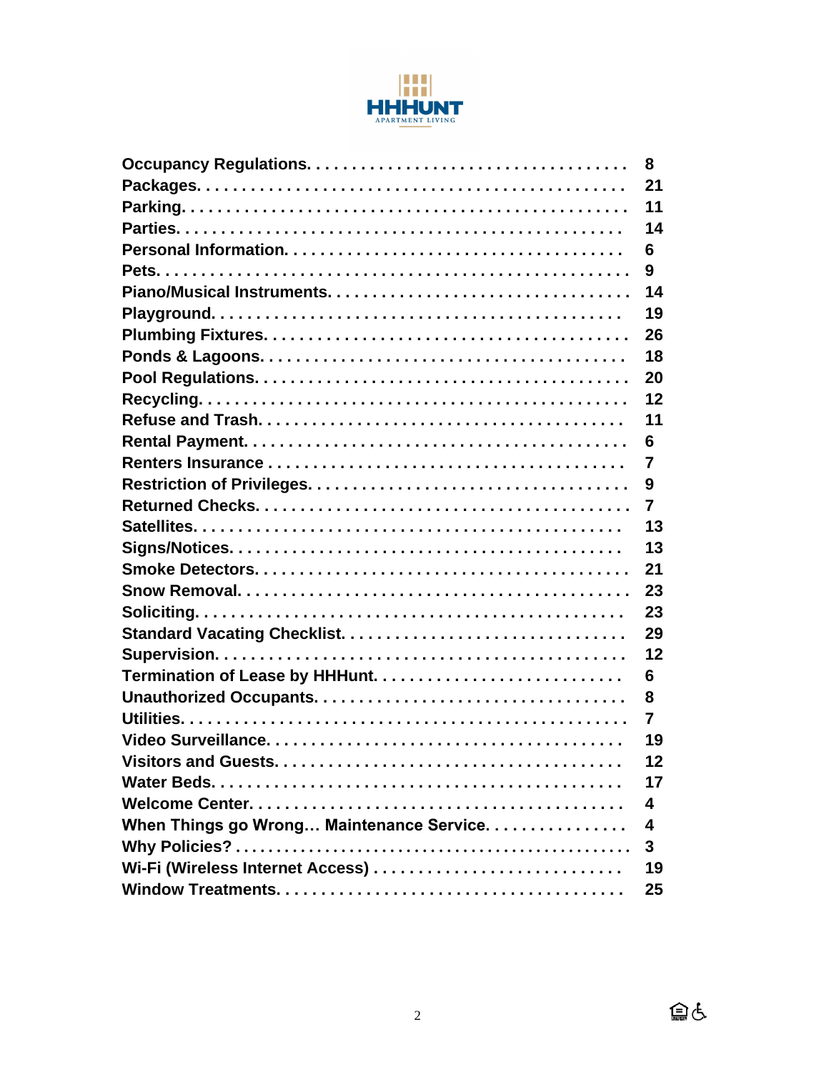| | |
|---|---|
| **Occupancy Regulations** | **8** |
| **Packages** | **21** |
| **Parking** | **11** |
| **Parties** | **14** |
| **Personal Information** | **6** |
| **Pets** | **9** |
| **Piano/Musical Instruments** | **14** |
| **Playground** | **19** |
| **Plumbing Fixtures** | **26** |
| **Ponds & Lagoons** | **18** |
| **Pool Regulations** | **20** |
| **Recycling** | **12** |
| **Refuse and Trash** | **11** |
| **Rental Payment** | **6** |
| **Renters Insurance** | **7** |
| **Restriction of Privileges** | **9** |
| **Returned Checks** | **7** |
| **Satellites** | **13** |
| **Signs/Notices** | **13** |
| **Smoke Detectors** | **21** |
| **Snow Removal** | **23** |
| **Soliciting** | **23** |
| **Standard Vacating Checklist** | **29** |
| **Supervision** | **12** |
| **Termination of Lease by HHHunt** | **6** |
| **Unauthorized Occupants** | **8** |
| **Utilities** | **7** |
| **Video Surveillance** | **19** |
| **Visitors and Guests** | **12** |
| **Water Beds** | **17** |
| **Welcome Center** | **4** |
| **When Things go Wrong… Maintenance Service** | **4** |
| **Why Policies?** | **3** |
| **Wi-Fi (Wireless Internet Access)** | **19** |
| **Window Treatments** | **25** |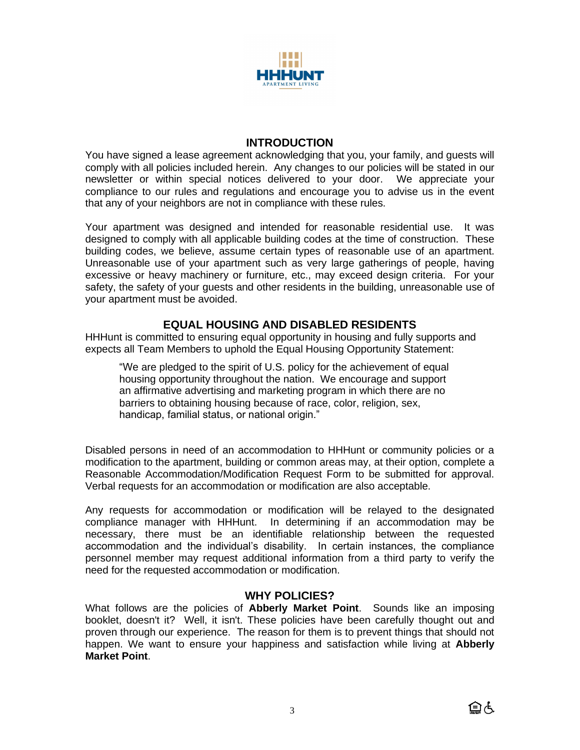HHHUNT
APARTMENT LIVING

## INTRODUCTION

You have signed a lease agreement acknowledging that you, your family, and guests will comply with all policies included herein. Any changes to our policies will be stated in our newsletter or within special notices delivered to your door. We appreciate your compliance to our rules and regulations and encourage you to advise us in the event that any of your neighbors are not in compliance with these rules.

Your apartment was designed and intended for reasonable residential use. It was designed to comply with all applicable building codes at the time of construction. These building codes, we believe, assume certain types of reasonable use of an apartment. Unreasonable use of your apartment such as very large gatherings of people, having excessive or heavy machinery or furniture, etc., may exceed design criteria. For your safety, the safety of your guests and other residents in the building, unreasonable use of your apartment must be avoided.

## EQUAL HOUSING AND DISABLED RESIDENTS

HHHunt is committed to ensuring equal opportunity in housing and fully supports and expects all Team Members to uphold the Equal Housing Opportunity Statement:

> "We are pledged to the spirit of U.S. policy for the achievement of equal housing opportunity throughout the nation. We encourage and support an affirmative advertising and marketing program in which there are no barriers to obtaining housing because of race, color, religion, sex, handicap, familial status, or national origin."

Disabled persons in need of an accommodation to HHHunt or community policies or a modification to the apartment, building or common areas may, at their option, complete a Reasonable Accommodation/Modification Request Form to be submitted for approval. Verbal requests for an accommodation or modification are also acceptable.

Any requests for accommodation or modification will be relayed to the designated compliance manager with HHHunt. In determining if an accommodation may be necessary, there must be an identifiable relationship between the requested accommodation and the individual's disability. In certain instances, the compliance personnel member may request additional information from a third party to verify the need for the requested accommodation or modification.

## WHY POLICIES?

What follows are the policies of **Abberly Market Point**. Sounds like an imposing booklet, doesn't it? Well, it isn't. These policies have been carefully thought out and proven through our experience. The reason for them is to prevent things that should not happen. We want to ensure your happiness and satisfaction while living at **Abberly Market Point**.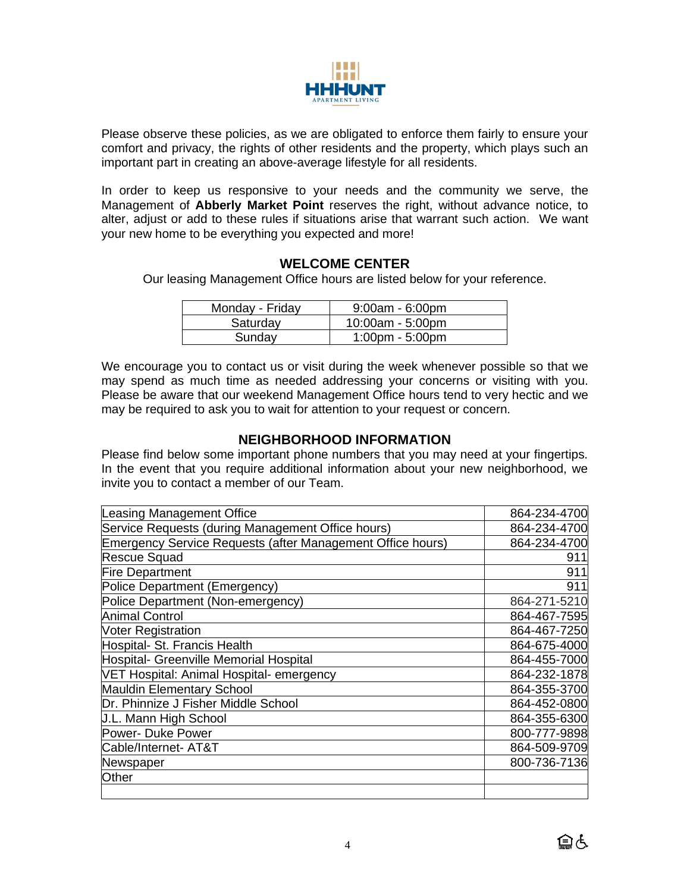Please observe these policies, as we are obligated to enforce them fairly to ensure your comfort and privacy, the rights of other residents and the property, which plays such an important part in creating an above-average lifestyle for all residents.

In order to keep us responsive to your needs and the community we serve, the Management of **Abberly Market Point** reserves the right, without advance notice, to alter, adjust or add to these rules if situations arise that warrant such action. We want your new home to be everything you expected and more!

## WELCOME CENTER

Our leasing Management Office hours are listed below for your reference.

| Day | Hours |
|---|---|
| Monday - Friday | 9:00am - 6:00pm |
| Saturday | 10:00am - 5:00pm |
| Sunday | 1:00pm - 5:00pm |

We encourage you to contact us or visit during the week whenever possible so that we may spend as much time as needed addressing your concerns or visiting with you. Please be aware that our weekend Management Office hours tend to very hectic and we may be required to ask you to wait for attention to your request or concern.

## NEIGHBORHOOD INFORMATION

Please find below some important phone numbers that you may need at your fingertips. In the event that you require additional information about your new neighborhood, we invite you to contact a member of our Team.

| Contact | Phone |
|---|---|
| Leasing Management Office | 864-234-4700 |
| Service Requests (during Management Office hours) | 864-234-4700 |
| Emergency Service Requests (after Management Office hours) | 864-234-4700 |
| Rescue Squad | 911 |
| Fire Department | 911 |
| Police Department (Emergency) | 911 |
| Police Department (Non-emergency) | 864-271-5210 |
| Animal Control | 864-467-7595 |
| Voter Registration | 864-467-7250 |
| Hospital- St. Francis Health | 864-675-4000 |
| Hospital- Greenville Memorial Hospital | 864-455-7000 |
| VET Hospital: Animal Hospital- emergency | 864-232-1878 |
| Mauldin Elementary School | 864-355-3700 |
| Dr. Phinnize J Fisher Middle School | 864-452-0800 |
| J.L. Mann High School | 864-355-6300 |
| Power- Duke Power | 800-777-9898 |
| Cable/Internet- AT&T | 864-509-9709 |
| Newspaper | 800-736-7136 |
| Other | |
| | |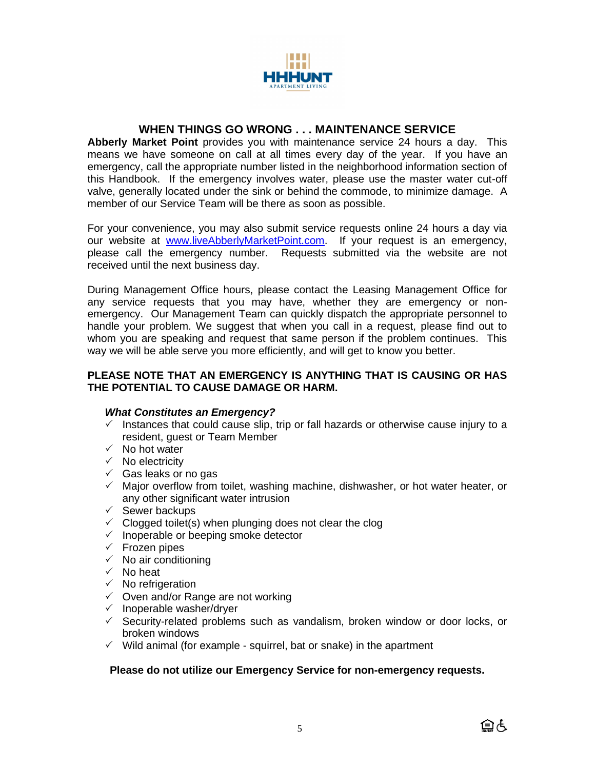## WHEN THINGS GO WRONG . . . MAINTENANCE SERVICE

**Abberly Market Point** provides you with maintenance service 24 hours a day. This means we have someone on call at all times every day of the year. If you have an emergency, call the appropriate number listed in the neighborhood information section of this Handbook. If the emergency involves water, please use the master water cut-off valve, generally located under the sink or behind the commode, to minimize damage. A member of our Service Team will be there as soon as possible.

For your convenience, you may also submit service requests online 24 hours a day via our website at www.liveAbberlyMarketPoint.com. If your request is an emergency, please call the emergency number. Requests submitted via the website are not received until the next business day.

During Management Office hours, please contact the Leasing Management Office for any service requests that you may have, whether they are emergency or non-emergency. Our Management Team can quickly dispatch the appropriate personnel to handle your problem. We suggest that when you call in a request, please find out to whom you are speaking and request that same person if the problem continues. This way we will be able serve you more efficiently, and will get to know you better.

**PLEASE NOTE THAT AN EMERGENCY IS ANYTHING THAT IS CAUSING OR HAS THE POTENTIAL TO CAUSE DAMAGE OR HARM.**

***What Constitutes an Emergency?***

- ✓ Instances that could cause slip, trip or fall hazards or otherwise cause injury to a resident, guest or Team Member
- ✓ No hot water
- ✓ No electricity
- ✓ Gas leaks or no gas
- ✓ Major overflow from toilet, washing machine, dishwasher, or hot water heater, or any other significant water intrusion
- ✓ Sewer backups
- ✓ Clogged toilet(s) when plunging does not clear the clog
- ✓ Inoperable or beeping smoke detector
- ✓ Frozen pipes
- ✓ No air conditioning
- ✓ No heat
- ✓ No refrigeration
- ✓ Oven and/or Range are not working
- ✓ Inoperable washer/dryer
- ✓ Security-related problems such as vandalism, broken window or door locks, or broken windows
- ✓ Wild animal (for example - squirrel, bat or snake) in the apartment

**Please do not utilize our Emergency Service for non-emergency requests.**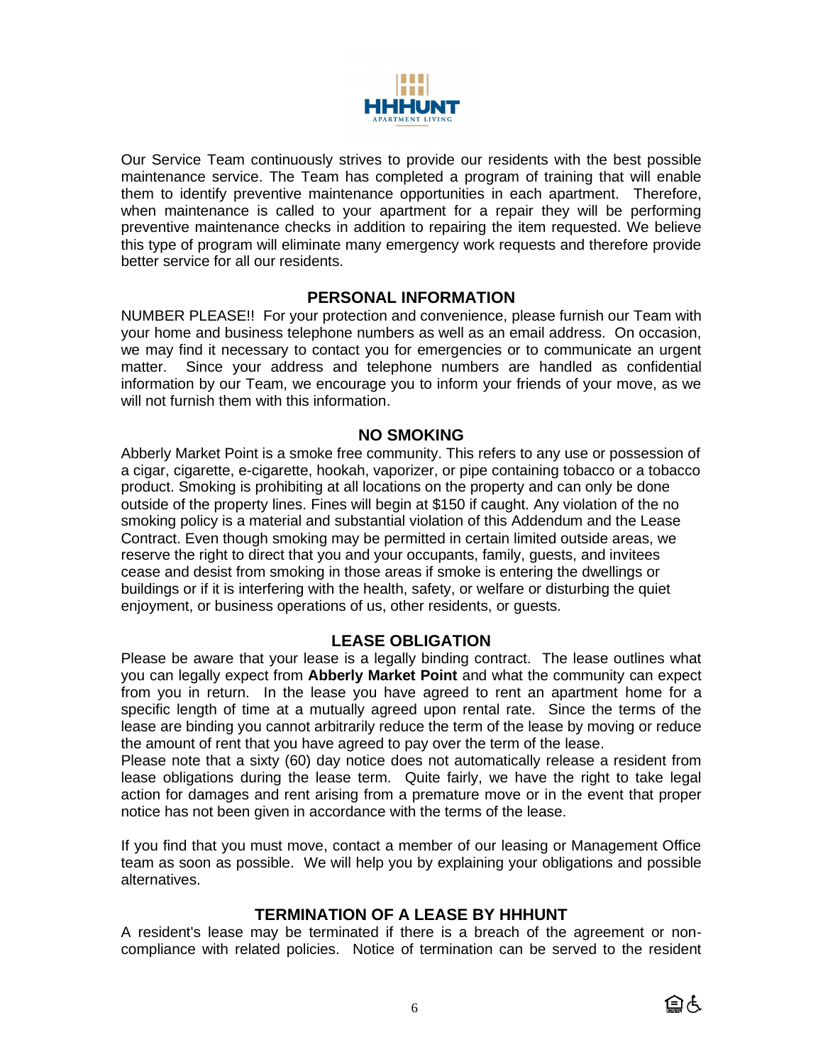Our Service Team continuously strives to provide our residents with the best possible maintenance service. The Team has completed a program of training that will enable them to identify preventive maintenance opportunities in each apartment. Therefore, when maintenance is called to your apartment for a repair they will be performing preventive maintenance checks in addition to repairing the item requested. We believe this type of program will eliminate many emergency work requests and therefore provide better service for all our residents.

## PERSONAL INFORMATION

NUMBER PLEASE!! For your protection and convenience, please furnish our Team with your home and business telephone numbers as well as an email address. On occasion, we may find it necessary to contact you for emergencies or to communicate an urgent matter. Since your address and telephone numbers are handled as confidential information by our Team, we encourage you to inform your friends of your move, as we will not furnish them with this information.

## NO SMOKING

Abberly Market Point is a smoke free community. This refers to any use or possession of a cigar, cigarette, e-cigarette, hookah, vaporizer, or pipe containing tobacco or a tobacco product. Smoking is prohibiting at all locations on the property and can only be done outside of the property lines. Fines will begin at $150 if caught. Any violation of the no smoking policy is a material and substantial violation of this Addendum and the Lease Contract. Even though smoking may be permitted in certain limited outside areas, we reserve the right to direct that you and your occupants, family, guests, and invitees cease and desist from smoking in those areas if smoke is entering the dwellings or buildings or if it is interfering with the health, safety, or welfare or disturbing the quiet enjoyment, or business operations of us, other residents, or guests.

## LEASE OBLIGATION

Please be aware that your lease is a legally binding contract. The lease outlines what you can legally expect from **Abberly Market Point** and what the community can expect from you in return. In the lease you have agreed to rent an apartment home for a specific length of time at a mutually agreed upon rental rate. Since the terms of the lease are binding you cannot arbitrarily reduce the term of the lease by moving or reduce the amount of rent that you have agreed to pay over the term of the lease.

Please note that a sixty (60) day notice does not automatically release a resident from lease obligations during the lease term. Quite fairly, we have the right to take legal action for damages and rent arising from a premature move or in the event that proper notice has not been given in accordance with the terms of the lease.

If you find that you must move, contact a member of our leasing or Management Office team as soon as possible. We will help you by explaining your obligations and possible alternatives.

## TERMINATION OF A LEASE BY HHHUNT

A resident's lease may be terminated if there is a breach of the agreement or non-compliance with related policies. Notice of termination can be served to the resident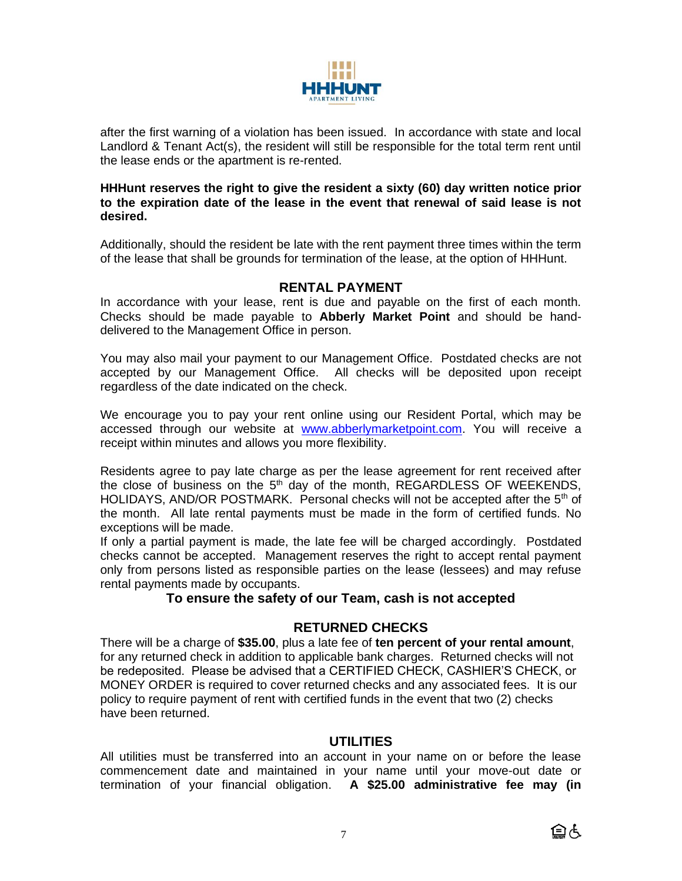after the first warning of a violation has been issued. In accordance with state and local Landlord & Tenant Act(s), the resident will still be responsible for the total term rent until the lease ends or the apartment is re-rented.

**HHHunt reserves the right to give the resident a sixty (60) day written notice prior to the expiration date of the lease in the event that renewal of said lease is not desired.**

Additionally, should the resident be late with the rent payment three times within the term of the lease that shall be grounds for termination of the lease, at the option of HHHunt.

## RENTAL PAYMENT

In accordance with your lease, rent is due and payable on the first of each month. Checks should be made payable to **Abberly Market Point** and should be hand-delivered to the Management Office in person.

You may also mail your payment to our Management Office. Postdated checks are not accepted by our Management Office. All checks will be deposited upon receipt regardless of the date indicated on the check.

We encourage you to pay your rent online using our Resident Portal, which may be accessed through our website at www.abberlymarketpoint.com. You will receive a receipt within minutes and allows you more flexibility.

Residents agree to pay late charge as per the lease agreement for rent received after the close of business on the 5th day of the month, REGARDLESS OF WEEKENDS, HOLIDAYS, AND/OR POSTMARK. Personal checks will not be accepted after the 5th of the month. All late rental payments must be made in the form of certified funds. No exceptions will be made.

If only a partial payment is made, the late fee will be charged accordingly. Postdated checks cannot be accepted. Management reserves the right to accept rental payment only from persons listed as responsible parties on the lease (lessees) and may refuse rental payments made by occupants.

**To ensure the safety of our Team, cash is not accepted**

## RETURNED CHECKS

There will be a charge of **$35.00**, plus a late fee of **ten percent of your rental amount**, for any returned check in addition to applicable bank charges. Returned checks will not be redeposited. Please be advised that a CERTIFIED CHECK, CASHIER'S CHECK, or MONEY ORDER is required to cover returned checks and any associated fees. It is our policy to require payment of rent with certified funds in the event that two (2) checks have been returned.

## UTILITIES

All utilities must be transferred into an account in your name on or before the lease commencement date and maintained in your name until your move-out date or termination of your financial obligation. **A $25.00 administrative fee may (in**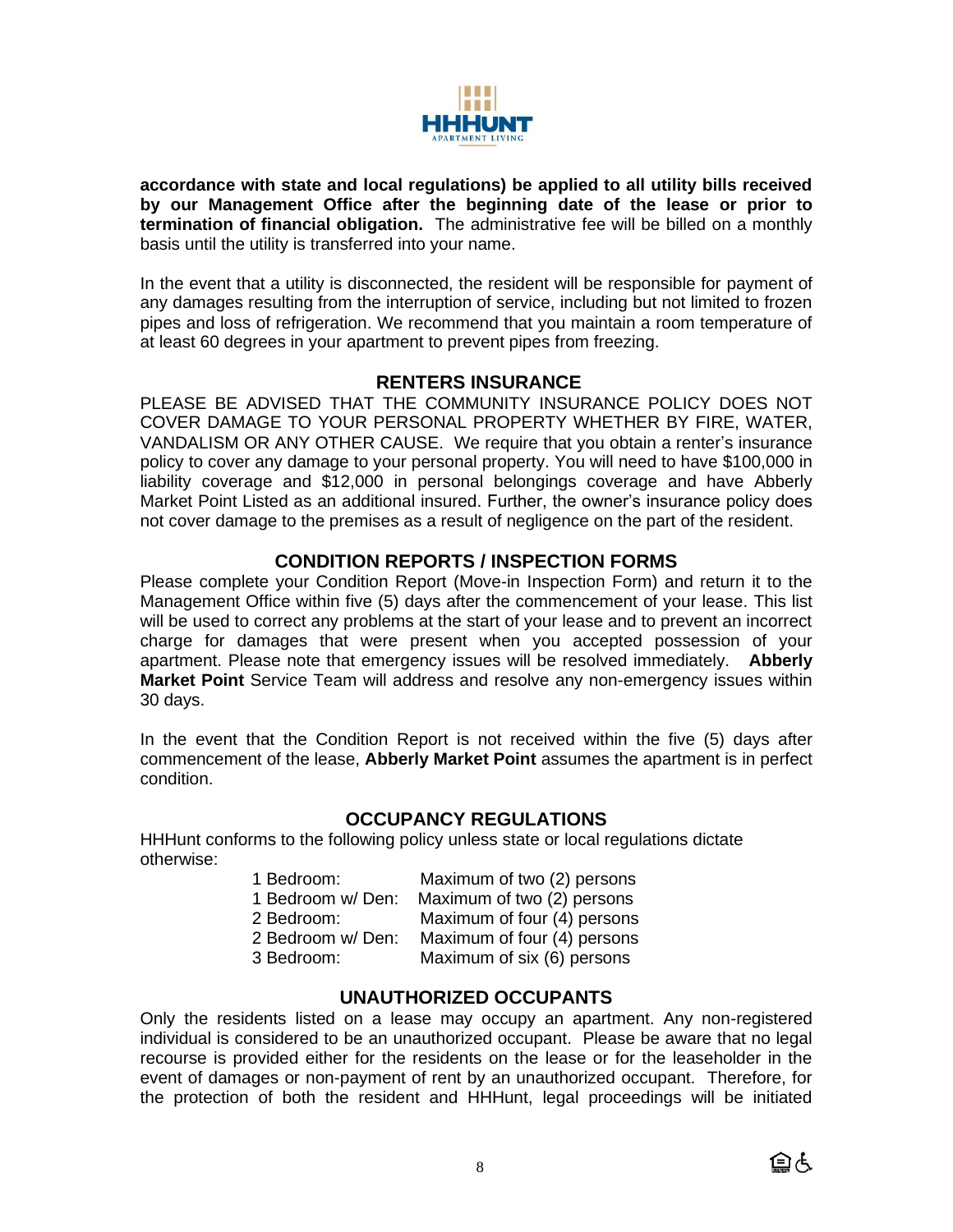**accordance with state and local regulations) be applied to all utility bills received by our Management Office after the beginning date of the lease or prior to termination of financial obligation.** The administrative fee will be billed on a monthly basis until the utility is transferred into your name.

In the event that a utility is disconnected, the resident will be responsible for payment of any damages resulting from the interruption of service, including but not limited to frozen pipes and loss of refrigeration. We recommend that you maintain a room temperature of at least 60 degrees in your apartment to prevent pipes from freezing.

## RENTERS INSURANCE

PLEASE BE ADVISED THAT THE COMMUNITY INSURANCE POLICY DOES NOT COVER DAMAGE TO YOUR PERSONAL PROPERTY WHETHER BY FIRE, WATER, VANDALISM OR ANY OTHER CAUSE. We require that you obtain a renter's insurance policy to cover any damage to your personal property. You will need to have $100,000 in liability coverage and $12,000 in personal belongings coverage and have Abberly Market Point Listed as an additional insured. Further, the owner's insurance policy does not cover damage to the premises as a result of negligence on the part of the resident.

## CONDITION REPORTS / INSPECTION FORMS

Please complete your Condition Report (Move-in Inspection Form) and return it to the Management Office within five (5) days after the commencement of your lease. This list will be used to correct any problems at the start of your lease and to prevent an incorrect charge for damages that were present when you accepted possession of your apartment. Please note that emergency issues will be resolved immediately. **Abberly Market Point** Service Team will address and resolve any non-emergency issues within 30 days.

In the event that the Condition Report is not received within the five (5) days after commencement of the lease, **Abberly Market Point** assumes the apartment is in perfect condition.

## OCCUPANCY REGULATIONS

HHHunt conforms to the following policy unless state or local regulations dictate otherwise:

| | |
|---|---|
| 1 Bedroom: | Maximum of two (2) persons |
| 1 Bedroom w/ Den: | Maximum of two (2) persons |
| 2 Bedroom: | Maximum of four (4) persons |
| 2 Bedroom w/ Den: | Maximum of four (4) persons |
| 3 Bedroom: | Maximum of six (6) persons |

## UNAUTHORIZED OCCUPANTS

Only the residents listed on a lease may occupy an apartment. Any non-registered individual is considered to be an unauthorized occupant. Please be aware that no legal recourse is provided either for the residents on the lease or for the leaseholder in the event of damages or non-payment of rent by an unauthorized occupant. Therefore, for the protection of both the resident and HHHunt, legal proceedings will be initiated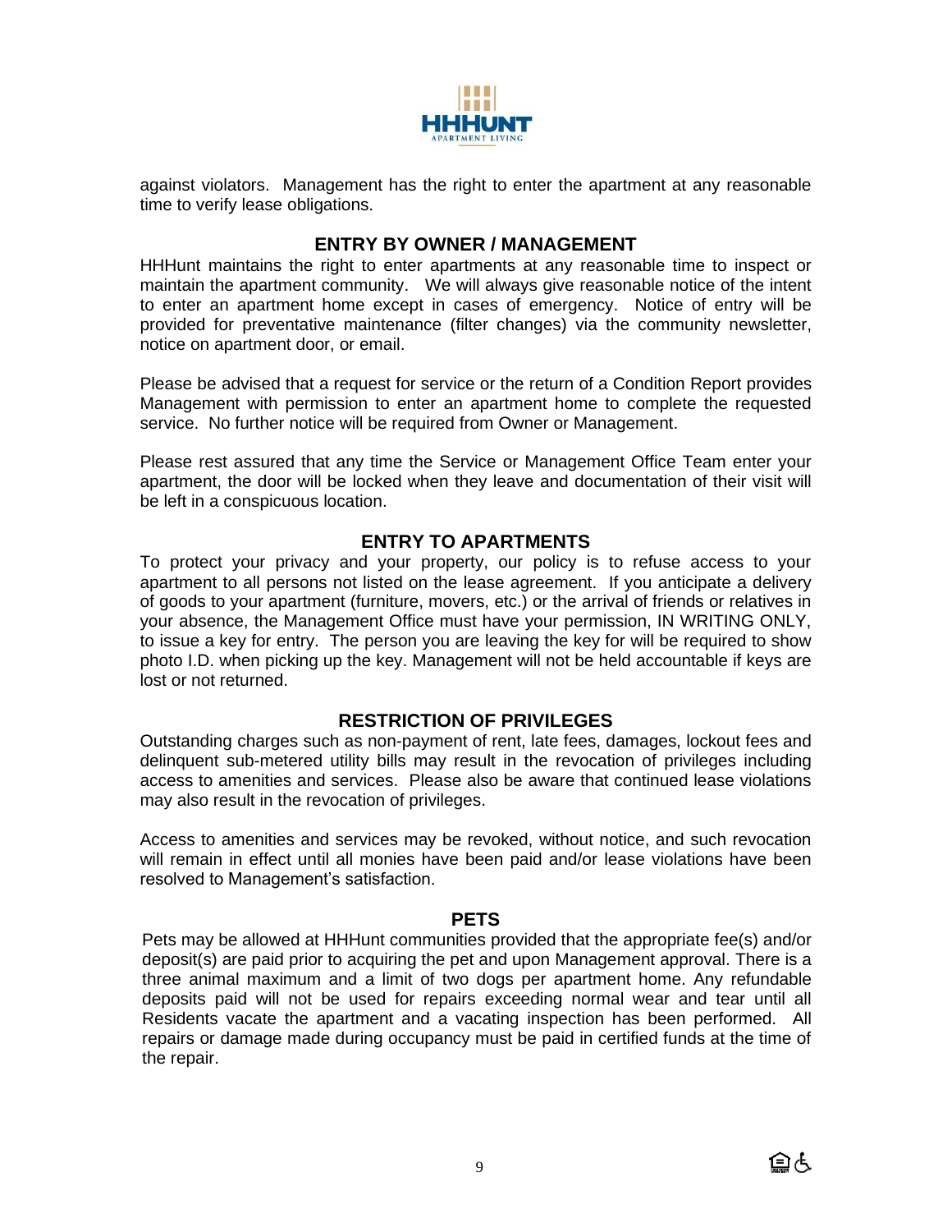against violators. Management has the right to enter the apartment at any reasonable time to verify lease obligations.

## ENTRY BY OWNER / MANAGEMENT

HHHunt maintains the right to enter apartments at any reasonable time to inspect or maintain the apartment community. We will always give reasonable notice of the intent to enter an apartment home except in cases of emergency. Notice of entry will be provided for preventative maintenance (filter changes) via the community newsletter, notice on apartment door, or email.

Please be advised that a request for service or the return of a Condition Report provides Management with permission to enter an apartment home to complete the requested service. No further notice will be required from Owner or Management.

Please rest assured that any time the Service or Management Office Team enter your apartment, the door will be locked when they leave and documentation of their visit will be left in a conspicuous location.

## ENTRY TO APARTMENTS

To protect your privacy and your property, our policy is to refuse access to your apartment to all persons not listed on the lease agreement. If you anticipate a delivery of goods to your apartment (furniture, movers, etc.) or the arrival of friends or relatives in your absence, the Management Office must have your permission, IN WRITING ONLY, to issue a key for entry. The person you are leaving the key for will be required to show photo I.D. when picking up the key. Management will not be held accountable if keys are lost or not returned.

## RESTRICTION OF PRIVILEGES

Outstanding charges such as non-payment of rent, late fees, damages, lockout fees and delinquent sub-metered utility bills may result in the revocation of privileges including access to amenities and services. Please also be aware that continued lease violations may also result in the revocation of privileges.

Access to amenities and services may be revoked, without notice, and such revocation will remain in effect until all monies have been paid and/or lease violations have been resolved to Management's satisfaction.

## PETS

Pets may be allowed at HHHunt communities provided that the appropriate fee(s) and/or deposit(s) are paid prior to acquiring the pet and upon Management approval. There is a three animal maximum and a limit of two dogs per apartment home. Any refundable deposits paid will not be used for repairs exceeding normal wear and tear until all Residents vacate the apartment and a vacating inspection has been performed. All repairs or damage made during occupancy must be paid in certified funds at the time of the repair.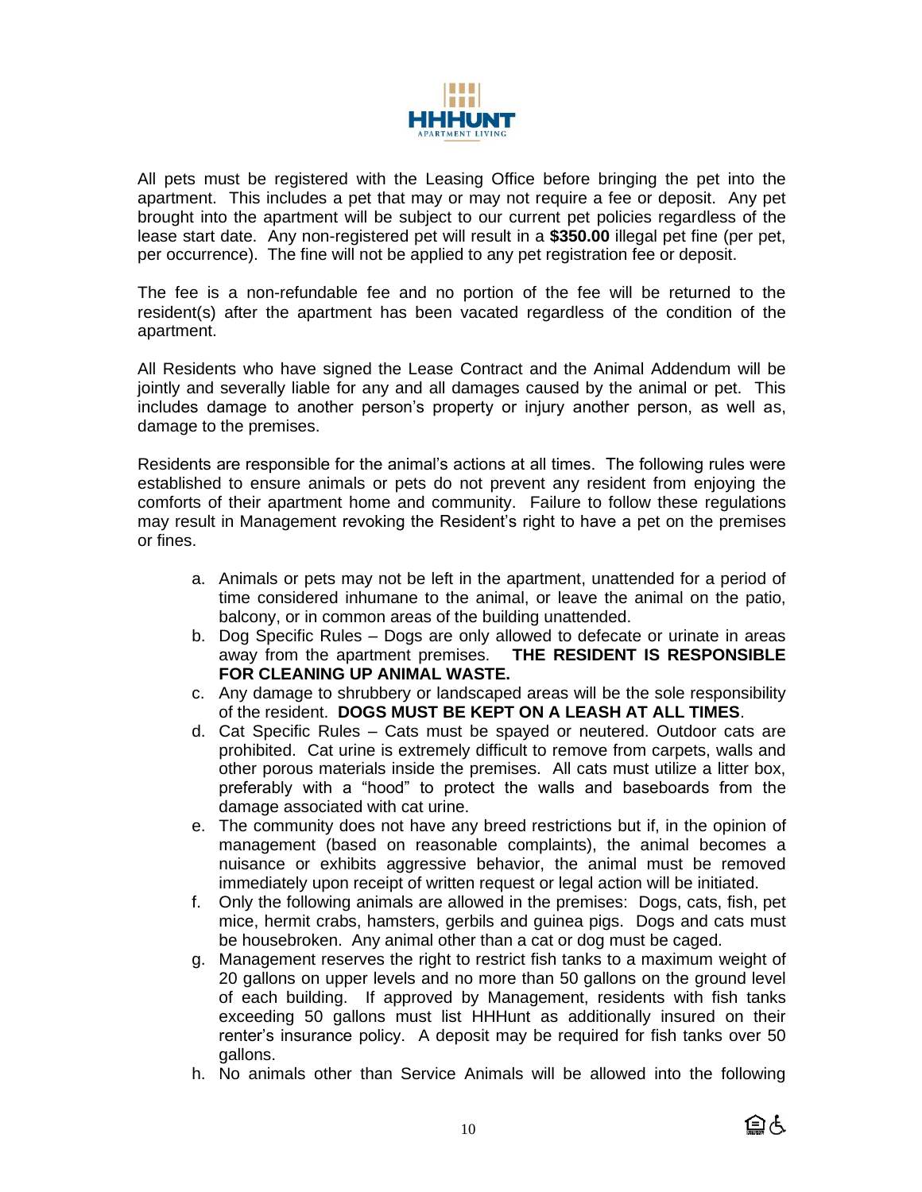All pets must be registered with the Leasing Office before bringing the pet into the apartment. This includes a pet that may or may not require a fee or deposit. Any pet brought into the apartment will be subject to our current pet policies regardless of the lease start date. Any non-registered pet will result in a **$350.00** illegal pet fine (per pet, per occurrence). The fine will not be applied to any pet registration fee or deposit.

The fee is a non-refundable fee and no portion of the fee will be returned to the resident(s) after the apartment has been vacated regardless of the condition of the apartment.

All Residents who have signed the Lease Contract and the Animal Addendum will be jointly and severally liable for any and all damages caused by the animal or pet. This includes damage to another person's property or injury another person, as well as, damage to the premises.

Residents are responsible for the animal's actions at all times. The following rules were established to ensure animals or pets do not prevent any resident from enjoying the comforts of their apartment home and community. Failure to follow these regulations may result in Management revoking the Resident's right to have a pet on the premises or fines.

a. Animals or pets may not be left in the apartment, unattended for a period of time considered inhumane to the animal, or leave the animal on the patio, balcony, or in common areas of the building unattended.
b. Dog Specific Rules – Dogs are only allowed to defecate or urinate in areas away from the apartment premises. **THE RESIDENT IS RESPONSIBLE FOR CLEANING UP ANIMAL WASTE.**
c. Any damage to shrubbery or landscaped areas will be the sole responsibility of the resident. **DOGS MUST BE KEPT ON A LEASH AT ALL TIMES**.
d. Cat Specific Rules – Cats must be spayed or neutered. Outdoor cats are prohibited. Cat urine is extremely difficult to remove from carpets, walls and other porous materials inside the premises. All cats must utilize a litter box, preferably with a "hood" to protect the walls and baseboards from the damage associated with cat urine.
e. The community does not have any breed restrictions but if, in the opinion of management (based on reasonable complaints), the animal becomes a nuisance or exhibits aggressive behavior, the animal must be removed immediately upon receipt of written request or legal action will be initiated.
f. Only the following animals are allowed in the premises: Dogs, cats, fish, pet mice, hermit crabs, hamsters, gerbils and guinea pigs. Dogs and cats must be housebroken. Any animal other than a cat or dog must be caged.
g. Management reserves the right to restrict fish tanks to a maximum weight of 20 gallons on upper levels and no more than 50 gallons on the ground level of each building. If approved by Management, residents with fish tanks exceeding 50 gallons must list HHHunt as additionally insured on their renter's insurance policy. A deposit may be required for fish tanks over 50 gallons.
h. No animals other than Service Animals will be allowed into the following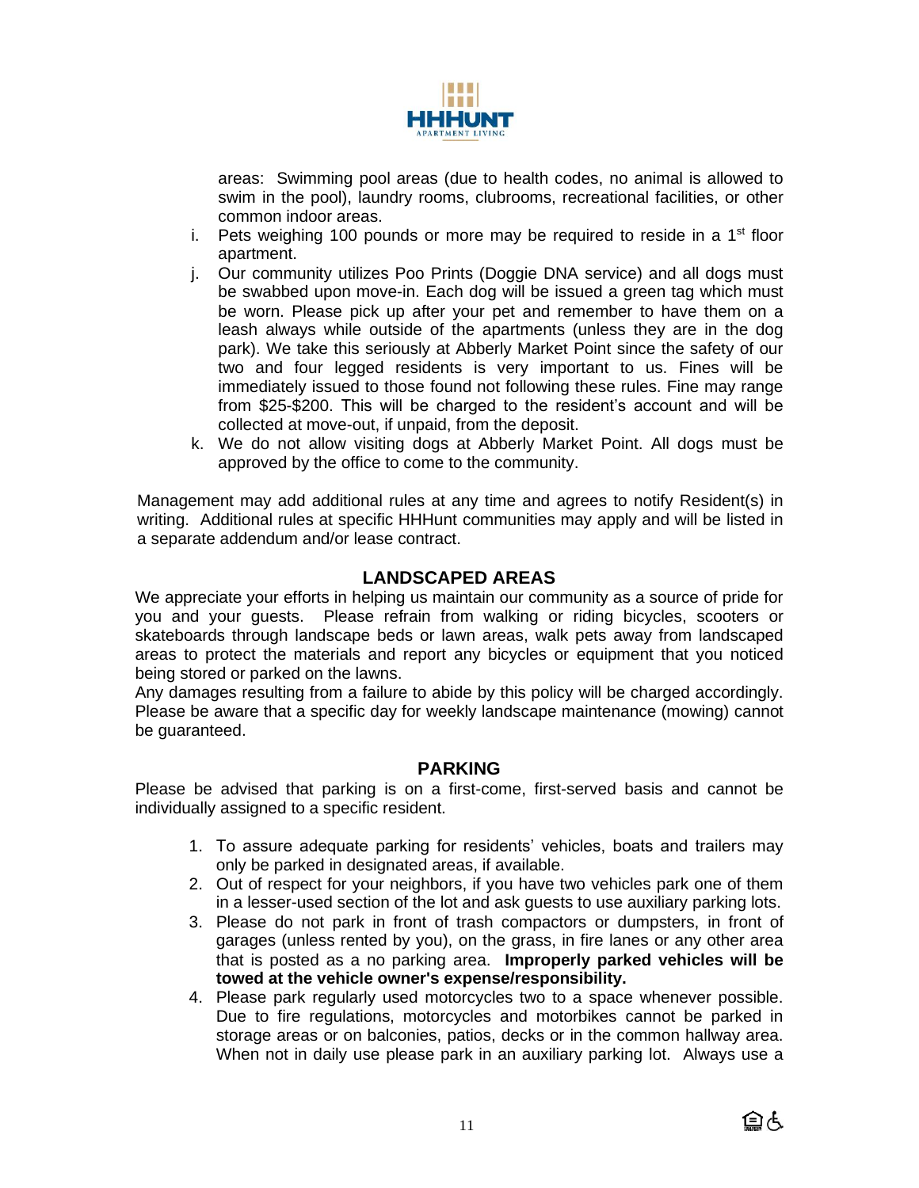areas: Swimming pool areas (due to health codes, no animal is allowed to swim in the pool), laundry rooms, clubrooms, recreational facilities, or other common indoor areas.

i. Pets weighing 100 pounds or more may be required to reside in a 1st floor apartment.

j. Our community utilizes Poo Prints (Doggie DNA service) and all dogs must be swabbed upon move-in. Each dog will be issued a green tag which must be worn. Please pick up after your pet and remember to have them on a leash always while outside of the apartments (unless they are in the dog park). We take this seriously at Abberly Market Point since the safety of our two and four legged residents is very important to us. Fines will be immediately issued to those found not following these rules. Fine may range from $25-$200. This will be charged to the resident's account and will be collected at move-out, if unpaid, from the deposit.

k. We do not allow visiting dogs at Abberly Market Point. All dogs must be approved by the office to come to the community.

Management may add additional rules at any time and agrees to notify Resident(s) in writing. Additional rules at specific HHHunt communities may apply and will be listed in a separate addendum and/or lease contract.

## LANDSCAPED AREAS

We appreciate your efforts in helping us maintain our community as a source of pride for you and your guests. Please refrain from walking or riding bicycles, scooters or skateboards through landscape beds or lawn areas, walk pets away from landscaped areas to protect the materials and report any bicycles or equipment that you noticed being stored or parked on the lawns.

Any damages resulting from a failure to abide by this policy will be charged accordingly. Please be aware that a specific day for weekly landscape maintenance (mowing) cannot be guaranteed.

## PARKING

Please be advised that parking is on a first-come, first-served basis and cannot be individually assigned to a specific resident.

1. To assure adequate parking for residents' vehicles, boats and trailers may only be parked in designated areas, if available.
2. Out of respect for your neighbors, if you have two vehicles park one of them in a lesser-used section of the lot and ask guests to use auxiliary parking lots.
3. Please do not park in front of trash compactors or dumpsters, in front of garages (unless rented by you), on the grass, in fire lanes or any other area that is posted as a no parking area. **Improperly parked vehicles will be towed at the vehicle owner's expense/responsibility.**
4. Please park regularly used motorcycles two to a space whenever possible. Due to fire regulations, motorcycles and motorbikes cannot be parked in storage areas or on balconies, patios, decks or in the common hallway area. When not in daily use please park in an auxiliary parking lot. Always use a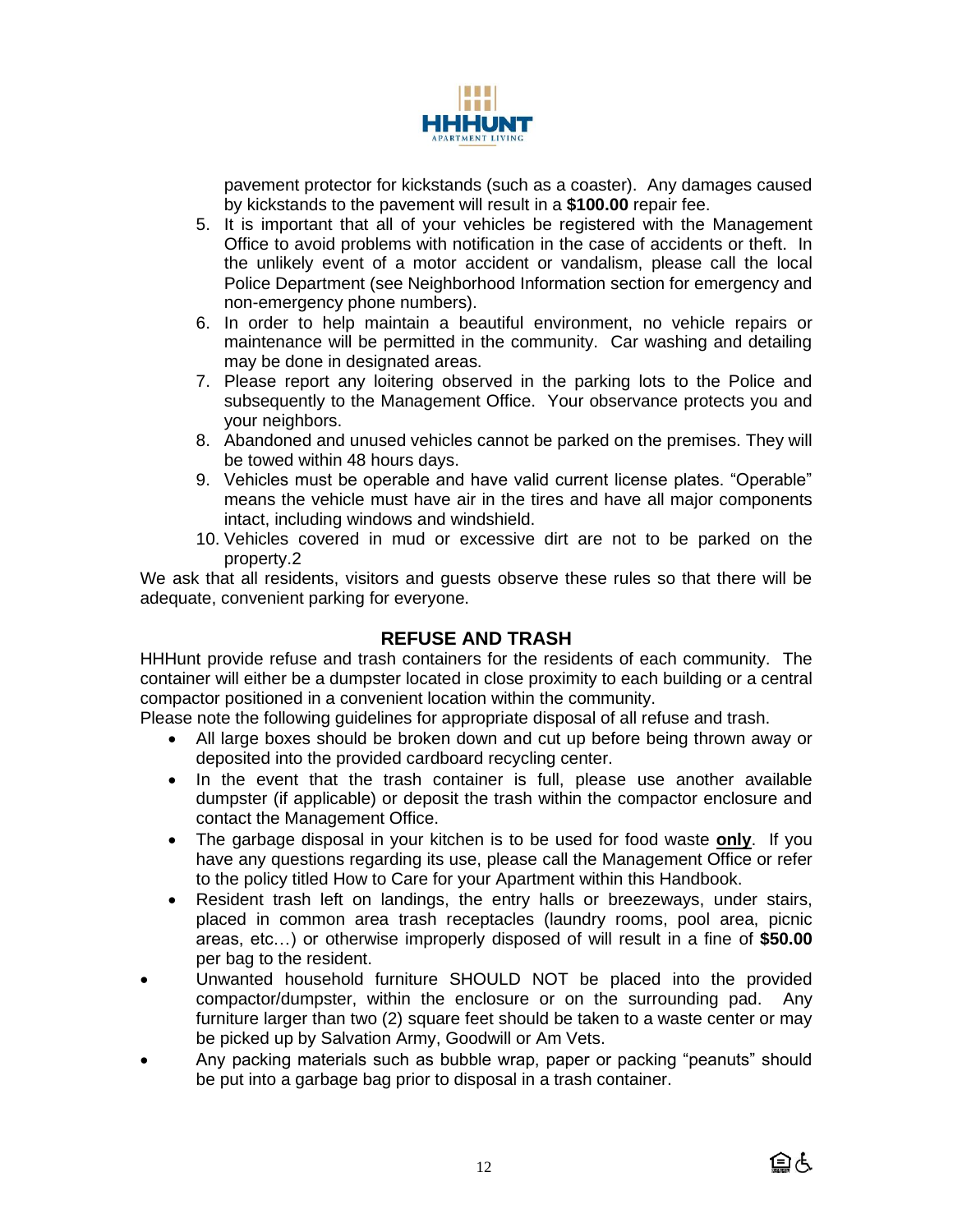pavement protector for kickstands (such as a coaster). Any damages caused by kickstands to the pavement will result in a **$100.00** repair fee.

5. It is important that all of your vehicles be registered with the Management Office to avoid problems with notification in the case of accidents or theft. In the unlikely event of a motor accident or vandalism, please call the local Police Department (see Neighborhood Information section for emergency and non-emergency phone numbers).
6. In order to help maintain a beautiful environment, no vehicle repairs or maintenance will be permitted in the community. Car washing and detailing may be done in designated areas.
7. Please report any loitering observed in the parking lots to the Police and subsequently to the Management Office. Your observance protects you and your neighbors.
8. Abandoned and unused vehicles cannot be parked on the premises. They will be towed within 48 hours days.
9. Vehicles must be operable and have valid current license plates. “Operable” means the vehicle must have air in the tires and have all major components intact, including windows and windshield.
10. Vehicles covered in mud or excessive dirt are not to be parked on the property.2

We ask that all residents, visitors and guests observe these rules so that there will be adequate, convenient parking for everyone.

## REFUSE AND TRASH

HHHunt provide refuse and trash containers for the residents of each community. The container will either be a dumpster located in close proximity to each building or a central compactor positioned in a convenient location within the community.

Please note the following guidelines for appropriate disposal of all refuse and trash.

- All large boxes should be broken down and cut up before being thrown away or deposited into the provided cardboard recycling center.
- In the event that the trash container is full, please use another available dumpster (if applicable) or deposit the trash within the compactor enclosure and contact the Management Office.
- The garbage disposal in your kitchen is to be used for food waste **only**. If you have any questions regarding its use, please call the Management Office or refer to the policy titled How to Care for your Apartment within this Handbook.
- Resident trash left on landings, the entry halls or breezeways, under stairs, placed in common area trash receptacles (laundry rooms, pool area, picnic areas, etc…) or otherwise improperly disposed of will result in a fine of **$50.00** per bag to the resident.
- Unwanted household furniture SHOULD NOT be placed into the provided compactor/dumpster, within the enclosure or on the surrounding pad. Any furniture larger than two (2) square feet should be taken to a waste center or may be picked up by Salvation Army, Goodwill or Am Vets.
- Any packing materials such as bubble wrap, paper or packing “peanuts” should be put into a garbage bag prior to disposal in a trash container.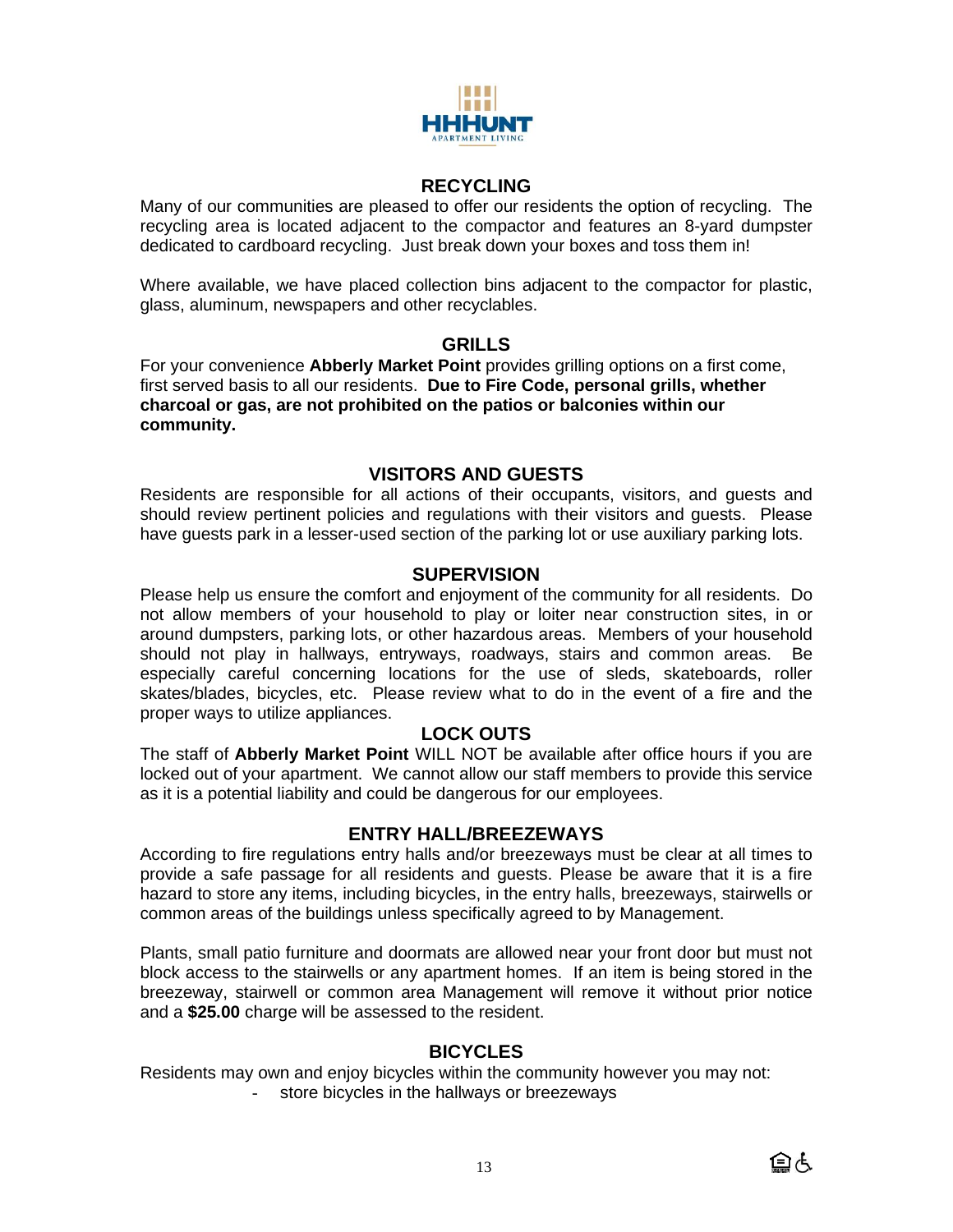## RECYCLING

Many of our communities are pleased to offer our residents the option of recycling. The recycling area is located adjacent to the compactor and features an 8-yard dumpster dedicated to cardboard recycling. Just break down your boxes and toss them in!

Where available, we have placed collection bins adjacent to the compactor for plastic, glass, aluminum, newspapers and other recyclables.

## GRILLS

For your convenience **Abberly Market Point** provides grilling options on a first come, first served basis to all our residents. **Due to Fire Code, personal grills, whether charcoal or gas, are not prohibited on the patios or balconies within our community.**

## VISITORS AND GUESTS

Residents are responsible for all actions of their occupants, visitors, and guests and should review pertinent policies and regulations with their visitors and guests. Please have guests park in a lesser-used section of the parking lot or use auxiliary parking lots.

## SUPERVISION

Please help us ensure the comfort and enjoyment of the community for all residents. Do not allow members of your household to play or loiter near construction sites, in or around dumpsters, parking lots, or other hazardous areas. Members of your household should not play in hallways, entryways, roadways, stairs and common areas. Be especially careful concerning locations for the use of sleds, skateboards, roller skates/blades, bicycles, etc. Please review what to do in the event of a fire and the proper ways to utilize appliances.

## LOCK OUTS

The staff of **Abberly Market Point** WILL NOT be available after office hours if you are locked out of your apartment. We cannot allow our staff members to provide this service as it is a potential liability and could be dangerous for our employees.

## ENTRY HALL/BREEZEWAYS

According to fire regulations entry halls and/or breezeways must be clear at all times to provide a safe passage for all residents and guests. Please be aware that it is a fire hazard to store any items, including bicycles, in the entry halls, breezeways, stairwells or common areas of the buildings unless specifically agreed to by Management.

Plants, small patio furniture and doormats are allowed near your front door but must not block access to the stairwells or any apartment homes. If an item is being stored in the breezeway, stairwell or common area Management will remove it without prior notice and a **$25.00** charge will be assessed to the resident.

## BICYCLES

Residents may own and enjoy bicycles within the community however you may not:

- store bicycles in the hallways or breezeways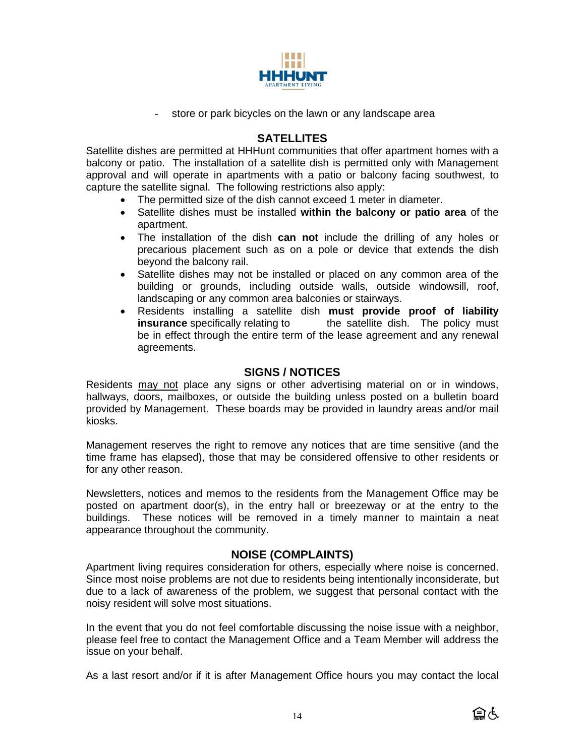- store or park bicycles on the lawn or any landscape area

## SATELLITES

Satellite dishes are permitted at HHHunt communities that offer apartment homes with a balcony or patio. The installation of a satellite dish is permitted only with Management approval and will operate in apartments with a patio or balcony facing southwest, to capture the satellite signal. The following restrictions also apply:

- The permitted size of the dish cannot exceed 1 meter in diameter.
- Satellite dishes must be installed **within the balcony or patio area** of the apartment.
- The installation of the dish **can not** include the drilling of any holes or precarious placement such as on a pole or device that extends the dish beyond the balcony rail.
- Satellite dishes may not be installed or placed on any common area of the building or grounds, including outside walls, outside windowsill, roof, landscaping or any common area balconies or stairways.
- Residents installing a satellite dish **must provide proof of liability insurance** specifically relating to the satellite dish. The policy must be in effect through the entire term of the lease agreement and any renewal agreements.

## SIGNS / NOTICES

Residents may not place any signs or other advertising material on or in windows, hallways, doors, mailboxes, or outside the building unless posted on a bulletin board provided by Management. These boards may be provided in laundry areas and/or mail kiosks.

Management reserves the right to remove any notices that are time sensitive (and the time frame has elapsed), those that may be considered offensive to other residents or for any other reason.

Newsletters, notices and memos to the residents from the Management Office may be posted on apartment door(s), in the entry hall or breezeway or at the entry to the buildings. These notices will be removed in a timely manner to maintain a neat appearance throughout the community.

## NOISE (COMPLAINTS)

Apartment living requires consideration for others, especially where noise is concerned. Since most noise problems are not due to residents being intentionally inconsiderate, but due to a lack of awareness of the problem, we suggest that personal contact with the noisy resident will solve most situations.

In the event that you do not feel comfortable discussing the noise issue with a neighbor, please feel free to contact the Management Office and a Team Member will address the issue on your behalf.

As a last resort and/or if it is after Management Office hours you may contact the local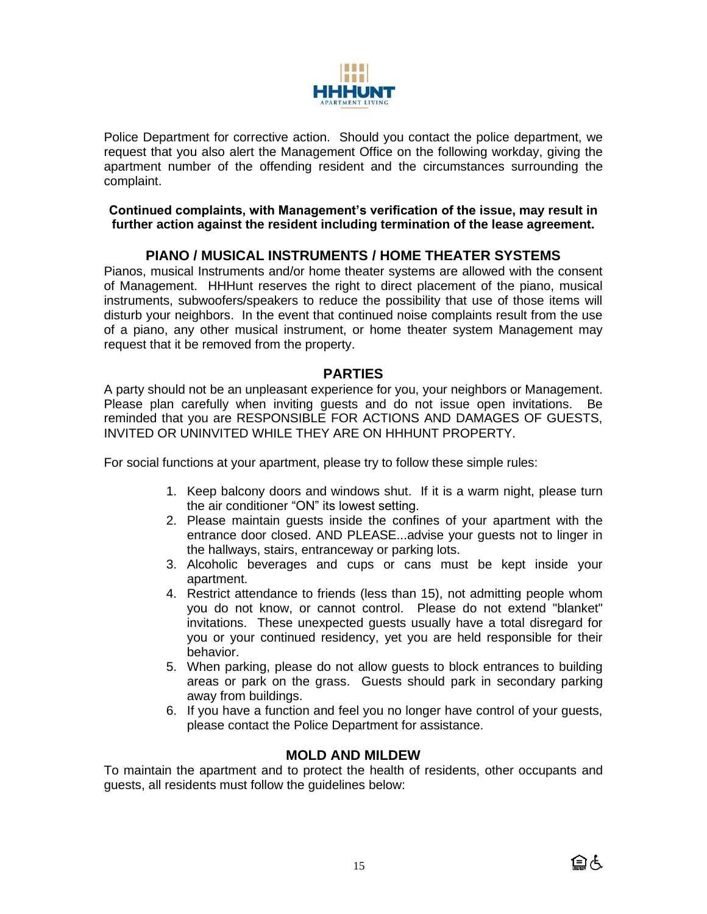Police Department for corrective action. Should you contact the police department, we request that you also alert the Management Office on the following workday, giving the apartment number of the offending resident and the circumstances surrounding the complaint.

**Continued complaints, with Management's verification of the issue, may result in further action against the resident including termination of the lease agreement.**

## PIANO / MUSICAL INSTRUMENTS / HOME THEATER SYSTEMS

Pianos, musical Instruments and/or home theater systems are allowed with the consent of Management. HHHunt reserves the right to direct placement of the piano, musical instruments, subwoofers/speakers to reduce the possibility that use of those items will disturb your neighbors. In the event that continued noise complaints result from the use of a piano, any other musical instrument, or home theater system Management may request that it be removed from the property.

## PARTIES

A party should not be an unpleasant experience for you, your neighbors or Management. Please plan carefully when inviting guests and do not issue open invitations. Be reminded that you are RESPONSIBLE FOR ACTIONS AND DAMAGES OF GUESTS, INVITED OR UNINVITED WHILE THEY ARE ON HHHUNT PROPERTY.

For social functions at your apartment, please try to follow these simple rules:

1. Keep balcony doors and windows shut. If it is a warm night, please turn the air conditioner "ON" its lowest setting.
2. Please maintain guests inside the confines of your apartment with the entrance door closed. AND PLEASE...advise your guests not to linger in the hallways, stairs, entranceway or parking lots.
3. Alcoholic beverages and cups or cans must be kept inside your apartment.
4. Restrict attendance to friends (less than 15), not admitting people whom you do not know, or cannot control. Please do not extend "blanket" invitations. These unexpected guests usually have a total disregard for you or your continued residency, yet you are held responsible for their behavior.
5. When parking, please do not allow guests to block entrances to building areas or park on the grass. Guests should park in secondary parking away from buildings.
6. If you have a function and feel you no longer have control of your guests, please contact the Police Department for assistance.

## MOLD AND MILDEW

To maintain the apartment and to protect the health of residents, other occupants and guests, all residents must follow the guidelines below: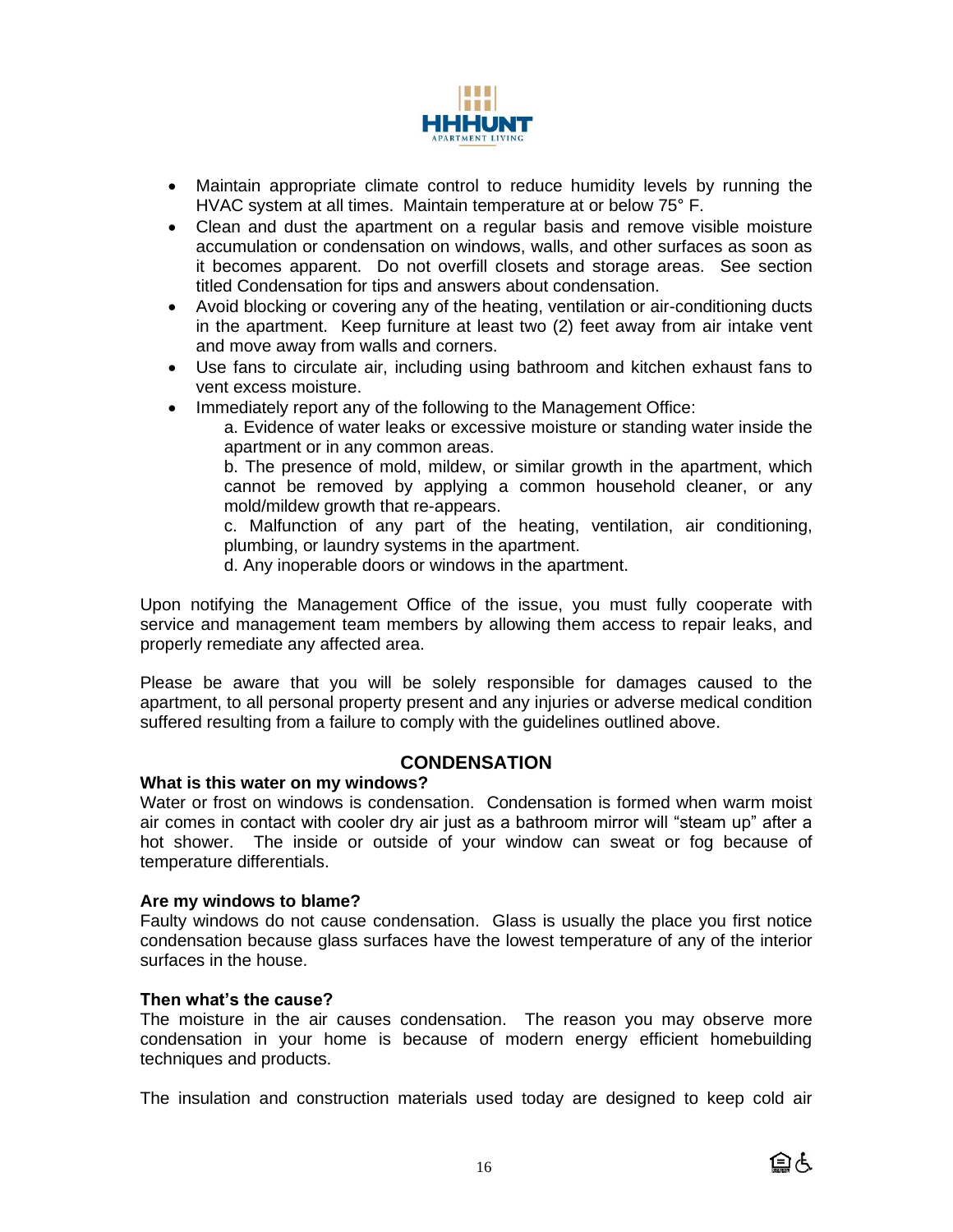- Maintain appropriate climate control to reduce humidity levels by running the HVAC system at all times. Maintain temperature at or below 75° F.
- Clean and dust the apartment on a regular basis and remove visible moisture accumulation or condensation on windows, walls, and other surfaces as soon as it becomes apparent. Do not overfill closets and storage areas. See section titled Condensation for tips and answers about condensation.
- Avoid blocking or covering any of the heating, ventilation or air-conditioning ducts in the apartment. Keep furniture at least two (2) feet away from air intake vent and move away from walls and corners.
- Use fans to circulate air, including using bathroom and kitchen exhaust fans to vent excess moisture.
- Immediately report any of the following to the Management Office:
  a. Evidence of water leaks or excessive moisture or standing water inside the apartment or in any common areas.
  b. The presence of mold, mildew, or similar growth in the apartment, which cannot be removed by applying a common household cleaner, or any mold/mildew growth that re-appears.
  c. Malfunction of any part of the heating, ventilation, air conditioning, plumbing, or laundry systems in the apartment.
  d. Any inoperable doors or windows in the apartment.

Upon notifying the Management Office of the issue, you must fully cooperate with service and management team members by allowing them access to repair leaks, and properly remediate any affected area.

Please be aware that you will be solely responsible for damages caused to the apartment, to all personal property present and any injuries or adverse medical condition suffered resulting from a failure to comply with the guidelines outlined above.

## CONDENSATION

**What is this water on my windows?**
Water or frost on windows is condensation. Condensation is formed when warm moist air comes in contact with cooler dry air just as a bathroom mirror will "steam up" after a hot shower. The inside or outside of your window can sweat or fog because of temperature differentials.

**Are my windows to blame?**
Faulty windows do not cause condensation. Glass is usually the place you first notice condensation because glass surfaces have the lowest temperature of any of the interior surfaces in the house.

**Then what's the cause?**
The moisture in the air causes condensation. The reason you may observe more condensation in your home is because of modern energy efficient homebuilding techniques and products.

The insulation and construction materials used today are designed to keep cold air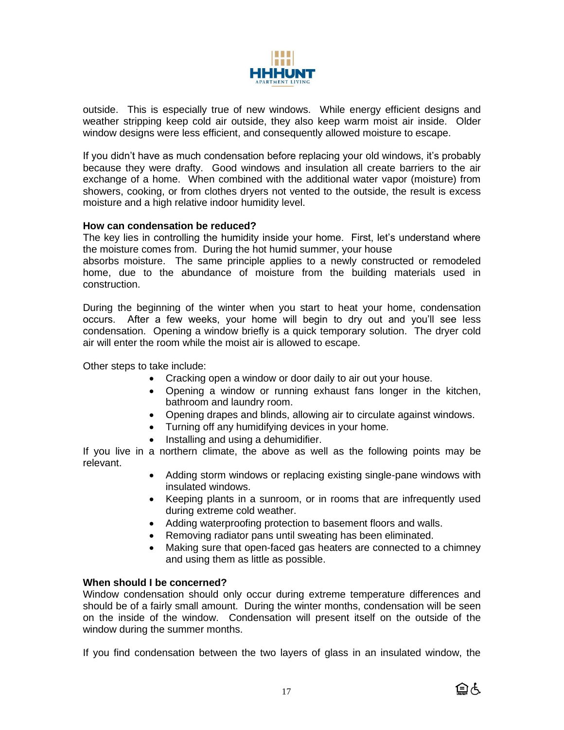outside. This is especially true of new windows. While energy efficient designs and weather stripping keep cold air outside, they also keep warm moist air inside. Older window designs were less efficient, and consequently allowed moisture to escape.

If you didn't have as much condensation before replacing your old windows, it's probably because they were drafty. Good windows and insulation all create barriers to the air exchange of a home. When combined with the additional water vapor (moisture) from showers, cooking, or from clothes dryers not vented to the outside, the result is excess moisture and a high relative indoor humidity level.

**How can condensation be reduced?**

The key lies in controlling the humidity inside your home. First, let's understand where the moisture comes from. During the hot humid summer, your house absorbs moisture. The same principle applies to a newly constructed or remodeled home, due to the abundance of moisture from the building materials used in construction.

During the beginning of the winter when you start to heat your home, condensation occurs. After a few weeks, your home will begin to dry out and you'll see less condensation. Opening a window briefly is a quick temporary solution. The dryer cold air will enter the room while the moist air is allowed to escape.

Other steps to take include:

- Cracking open a window or door daily to air out your house.
- Opening a window or running exhaust fans longer in the kitchen, bathroom and laundry room.
- Opening drapes and blinds, allowing air to circulate against windows.
- Turning off any humidifying devices in your home.
- Installing and using a dehumidifier.

If you live in a northern climate, the above as well as the following points may be relevant.

- Adding storm windows or replacing existing single-pane windows with insulated windows.
- Keeping plants in a sunroom, or in rooms that are infrequently used during extreme cold weather.
- Adding waterproofing protection to basement floors and walls.
- Removing radiator pans until sweating has been eliminated.
- Making sure that open-faced gas heaters are connected to a chimney and using them as little as possible.

**When should I be concerned?**

Window condensation should only occur during extreme temperature differences and should be of a fairly small amount. During the winter months, condensation will be seen on the inside of the window. Condensation will present itself on the outside of the window during the summer months.

If you find condensation between the two layers of glass in an insulated window, the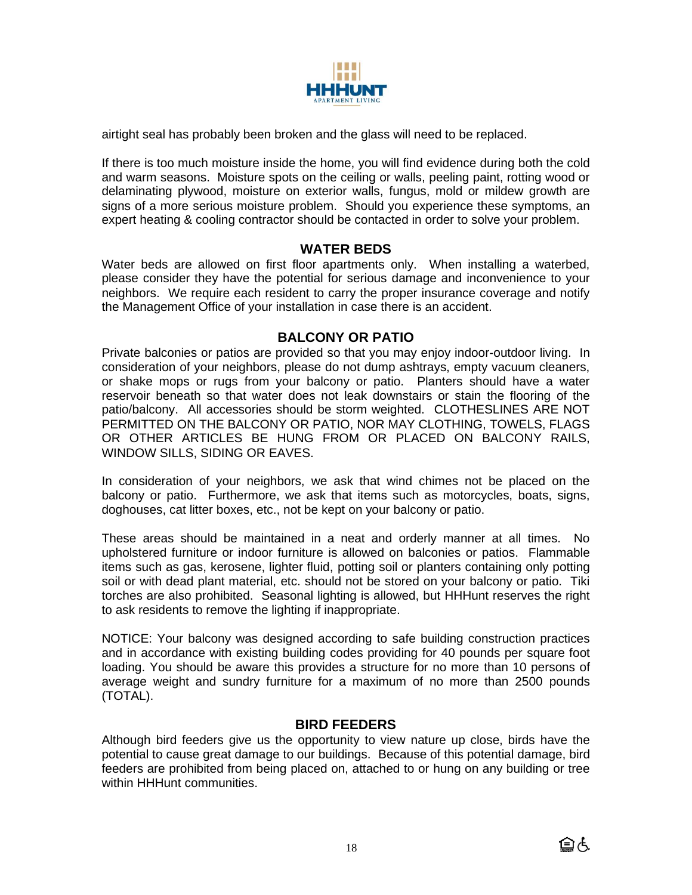airtight seal has probably been broken and the glass will need to be replaced.

If there is too much moisture inside the home, you will find evidence during both the cold and warm seasons. Moisture spots on the ceiling or walls, peeling paint, rotting wood or delaminating plywood, moisture on exterior walls, fungus, mold or mildew growth are signs of a more serious moisture problem. Should you experience these symptoms, an expert heating & cooling contractor should be contacted in order to solve your problem.

## WATER BEDS

Water beds are allowed on first floor apartments only. When installing a waterbed, please consider they have the potential for serious damage and inconvenience to your neighbors. We require each resident to carry the proper insurance coverage and notify the Management Office of your installation in case there is an accident.

## BALCONY OR PATIO

Private balconies or patios are provided so that you may enjoy indoor-outdoor living. In consideration of your neighbors, please do not dump ashtrays, empty vacuum cleaners, or shake mops or rugs from your balcony or patio. Planters should have a water reservoir beneath so that water does not leak downstairs or stain the flooring of the patio/balcony. All accessories should be storm weighted. CLOTHESLINES ARE NOT PERMITTED ON THE BALCONY OR PATIO, NOR MAY CLOTHING, TOWELS, FLAGS OR OTHER ARTICLES BE HUNG FROM OR PLACED ON BALCONY RAILS, WINDOW SILLS, SIDING OR EAVES.

In consideration of your neighbors, we ask that wind chimes not be placed on the balcony or patio. Furthermore, we ask that items such as motorcycles, boats, signs, doghouses, cat litter boxes, etc., not be kept on your balcony or patio.

These areas should be maintained in a neat and orderly manner at all times. No upholstered furniture or indoor furniture is allowed on balconies or patios. Flammable items such as gas, kerosene, lighter fluid, potting soil or planters containing only potting soil or with dead plant material, etc. should not be stored on your balcony or patio. Tiki torches are also prohibited. Seasonal lighting is allowed, but HHHunt reserves the right to ask residents to remove the lighting if inappropriate.

NOTICE: Your balcony was designed according to safe building construction practices and in accordance with existing building codes providing for 40 pounds per square foot loading. You should be aware this provides a structure for no more than 10 persons of average weight and sundry furniture for a maximum of no more than 2500 pounds (TOTAL).

## BIRD FEEDERS

Although bird feeders give us the opportunity to view nature up close, birds have the potential to cause great damage to our buildings. Because of this potential damage, bird feeders are prohibited from being placed on, attached to or hung on any building or tree within HHHunt communities.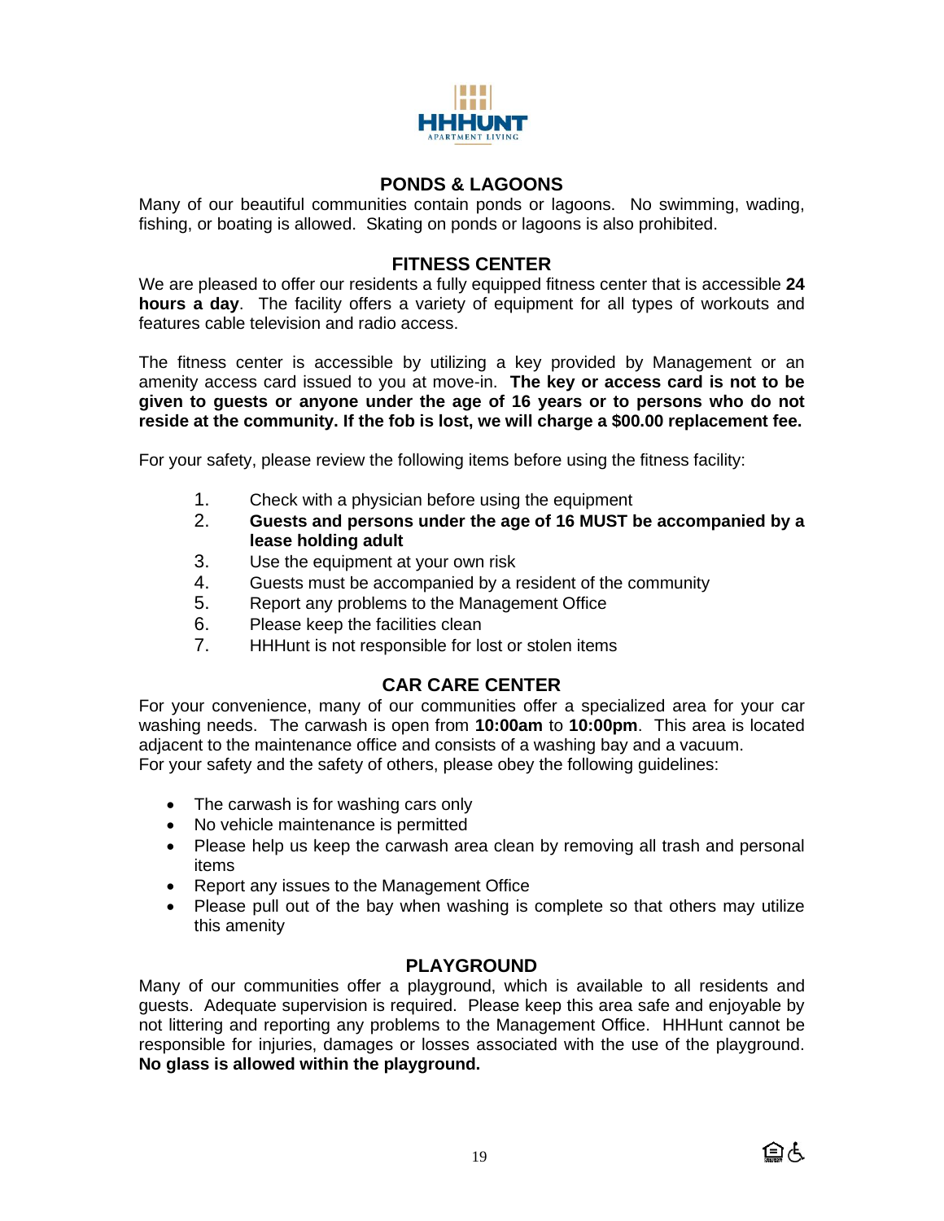## PONDS & LAGOONS

Many of our beautiful communities contain ponds or lagoons. No swimming, wading, fishing, or boating is allowed. Skating on ponds or lagoons is also prohibited.

## FITNESS CENTER

We are pleased to offer our residents a fully equipped fitness center that is accessible **24 hours a day**. The facility offers a variety of equipment for all types of workouts and features cable television and radio access.

The fitness center is accessible by utilizing a key provided by Management or an amenity access card issued to you at move-in. **The key or access card is not to be given to guests or anyone under the age of 16 years or to persons who do not reside at the community. If the fob is lost, we will charge a $00.00 replacement fee.**

For your safety, please review the following items before using the fitness facility:

1. Check with a physician before using the equipment
2. **Guests and persons under the age of 16 MUST be accompanied by a lease holding adult**
3. Use the equipment at your own risk
4. Guests must be accompanied by a resident of the community
5. Report any problems to the Management Office
6. Please keep the facilities clean
7. HHHunt is not responsible for lost or stolen items

## CAR CARE CENTER

For your convenience, many of our communities offer a specialized area for your car washing needs. The carwash is open from **10:00am** to **10:00pm**. This area is located adjacent to the maintenance office and consists of a washing bay and a vacuum.
For your safety and the safety of others, please obey the following guidelines:

- The carwash is for washing cars only
- No vehicle maintenance is permitted
- Please help us keep the carwash area clean by removing all trash and personal items
- Report any issues to the Management Office
- Please pull out of the bay when washing is complete so that others may utilize this amenity

## PLAYGROUND

Many of our communities offer a playground, which is available to all residents and guests. Adequate supervision is required. Please keep this area safe and enjoyable by not littering and reporting any problems to the Management Office. HHHunt cannot be responsible for injuries, damages or losses associated with the use of the playground. **No glass is allowed within the playground.**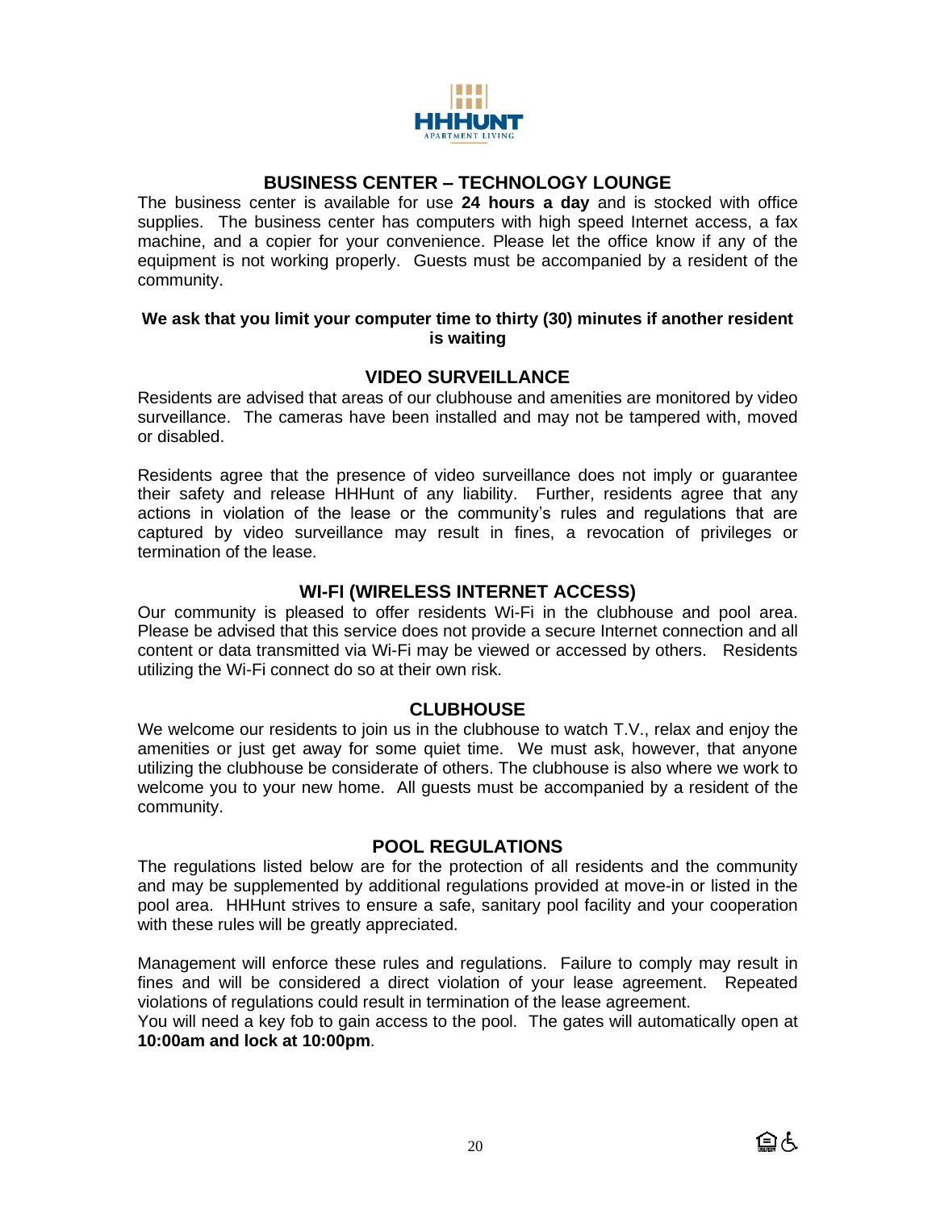## BUSINESS CENTER – TECHNOLOGY LOUNGE

The business center is available for use **24 hours a day** and is stocked with office supplies. The business center has computers with high speed Internet access, a fax machine, and a copier for your convenience. Please let the office know if any of the equipment is not working properly. Guests must be accompanied by a resident of the community.

**We ask that you limit your computer time to thirty (30) minutes if another resident is waiting**

## VIDEO SURVEILLANCE

Residents are advised that areas of our clubhouse and amenities are monitored by video surveillance. The cameras have been installed and may not be tampered with, moved or disabled.

Residents agree that the presence of video surveillance does not imply or guarantee their safety and release HHHunt of any liability. Further, residents agree that any actions in violation of the lease or the community's rules and regulations that are captured by video surveillance may result in fines, a revocation of privileges or termination of the lease.

## WI-FI (WIRELESS INTERNET ACCESS)

Our community is pleased to offer residents Wi-Fi in the clubhouse and pool area. Please be advised that this service does not provide a secure Internet connection and all content or data transmitted via Wi-Fi may be viewed or accessed by others. Residents utilizing the Wi-Fi connect do so at their own risk.

## CLUBHOUSE

We welcome our residents to join us in the clubhouse to watch T.V., relax and enjoy the amenities or just get away for some quiet time. We must ask, however, that anyone utilizing the clubhouse be considerate of others. The clubhouse is also where we work to welcome you to your new home. All guests must be accompanied by a resident of the community.

## POOL REGULATIONS

The regulations listed below are for the protection of all residents and the community and may be supplemented by additional regulations provided at move-in or listed in the pool area. HHHunt strives to ensure a safe, sanitary pool facility and your cooperation with these rules will be greatly appreciated.

Management will enforce these rules and regulations. Failure to comply may result in fines and will be considered a direct violation of your lease agreement. Repeated violations of regulations could result in termination of the lease agreement.
You will need a key fob to gain access to the pool. The gates will automatically open at **10:00am and lock at 10:00pm**.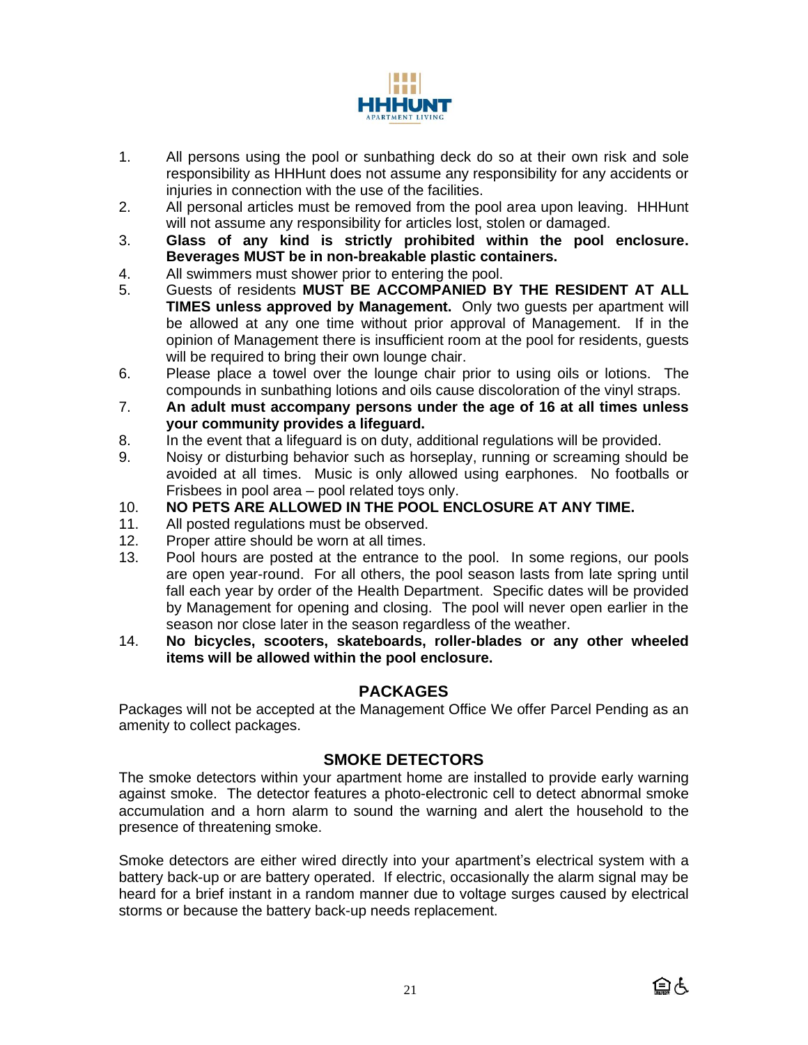1. All persons using the pool or sunbathing deck do so at their own risk and sole responsibility as HHHunt does not assume any responsibility for any accidents or injuries in connection with the use of the facilities.
2. All personal articles must be removed from the pool area upon leaving. HHHunt will not assume any responsibility for articles lost, stolen or damaged.
3. **Glass of any kind is strictly prohibited within the pool enclosure. Beverages MUST be in non-breakable plastic containers.**
4. All swimmers must shower prior to entering the pool.
5. Guests of residents **MUST BE ACCOMPANIED BY THE RESIDENT AT ALL TIMES unless approved by Management.** Only two guests per apartment will be allowed at any one time without prior approval of Management. If in the opinion of Management there is insufficient room at the pool for residents, guests will be required to bring their own lounge chair.
6. Please place a towel over the lounge chair prior to using oils or lotions. The compounds in sunbathing lotions and oils cause discoloration of the vinyl straps.
7. **An adult must accompany persons under the age of 16 at all times unless your community provides a lifeguard.**
8. In the event that a lifeguard is on duty, additional regulations will be provided.
9. Noisy or disturbing behavior such as horseplay, running or screaming should be avoided at all times. Music is only allowed using earphones. No footballs or Frisbees in pool area – pool related toys only.
10. **NO PETS ARE ALLOWED IN THE POOL ENCLOSURE AT ANY TIME.**
11. All posted regulations must be observed.
12. Proper attire should be worn at all times.
13. Pool hours are posted at the entrance to the pool. In some regions, our pools are open year-round. For all others, the pool season lasts from late spring until fall each year by order of the Health Department. Specific dates will be provided by Management for opening and closing. The pool will never open earlier in the season nor close later in the season regardless of the weather.
14. **No bicycles, scooters, skateboards, roller-blades or any other wheeled items will be allowed within the pool enclosure.**

## PACKAGES

Packages will not be accepted at the Management Office We offer Parcel Pending as an amenity to collect packages.

## SMOKE DETECTORS

The smoke detectors within your apartment home are installed to provide early warning against smoke. The detector features a photo-electronic cell to detect abnormal smoke accumulation and a horn alarm to sound the warning and alert the household to the presence of threatening smoke.

Smoke detectors are either wired directly into your apartment's electrical system with a battery back-up or are battery operated. If electric, occasionally the alarm signal may be heard for a brief instant in a random manner due to voltage surges caused by electrical storms or because the battery back-up needs replacement.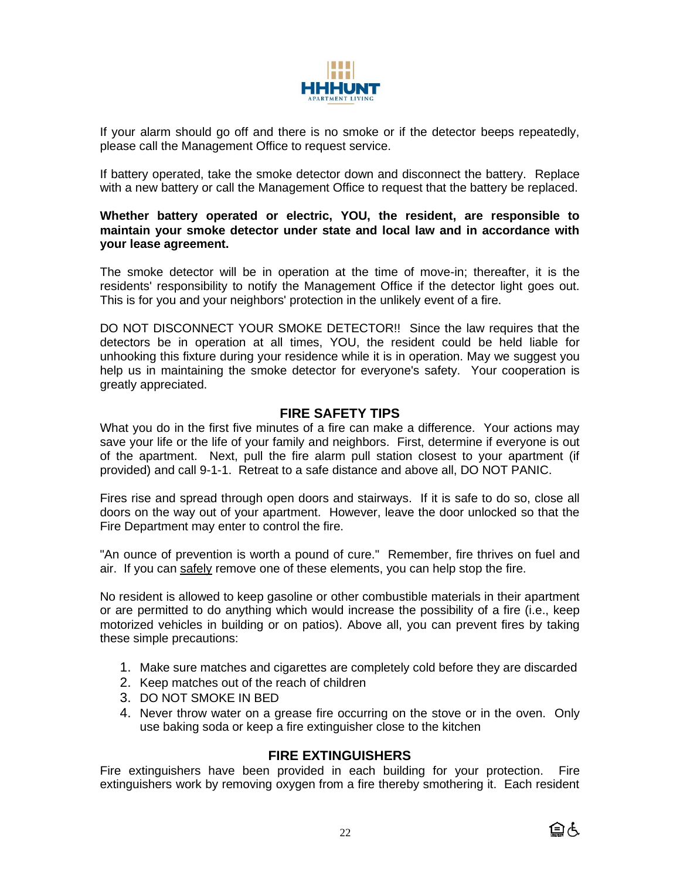If your alarm should go off and there is no smoke or if the detector beeps repeatedly, please call the Management Office to request service.

If battery operated, take the smoke detector down and disconnect the battery. Replace with a new battery or call the Management Office to request that the battery be replaced.

**Whether battery operated or electric, YOU, the resident, are responsible to maintain your smoke detector under state and local law and in accordance with your lease agreement.**

The smoke detector will be in operation at the time of move-in; thereafter, it is the residents' responsibility to notify the Management Office if the detector light goes out. This is for you and your neighbors' protection in the unlikely event of a fire.

DO NOT DISCONNECT YOUR SMOKE DETECTOR!! Since the law requires that the detectors be in operation at all times, YOU, the resident could be held liable for unhooking this fixture during your residence while it is in operation. May we suggest you help us in maintaining the smoke detector for everyone's safety. Your cooperation is greatly appreciated.

## FIRE SAFETY TIPS

What you do in the first five minutes of a fire can make a difference. Your actions may save your life or the life of your family and neighbors. First, determine if everyone is out of the apartment. Next, pull the fire alarm pull station closest to your apartment (if provided) and call 9-1-1. Retreat to a safe distance and above all, DO NOT PANIC.

Fires rise and spread through open doors and stairways. If it is safe to do so, close all doors on the way out of your apartment. However, leave the door unlocked so that the Fire Department may enter to control the fire.

"An ounce of prevention is worth a pound of cure." Remember, fire thrives on fuel and air. If you can safely remove one of these elements, you can help stop the fire.

No resident is allowed to keep gasoline or other combustible materials in their apartment or are permitted to do anything which would increase the possibility of a fire (i.e., keep motorized vehicles in building or on patios). Above all, you can prevent fires by taking these simple precautions:

1. Make sure matches and cigarettes are completely cold before they are discarded
2. Keep matches out of the reach of children
3. DO NOT SMOKE IN BED
4. Never throw water on a grease fire occurring on the stove or in the oven. Only use baking soda or keep a fire extinguisher close to the kitchen

## FIRE EXTINGUISHERS

Fire extinguishers have been provided in each building for your protection. Fire extinguishers work by removing oxygen from a fire thereby smothering it. Each resident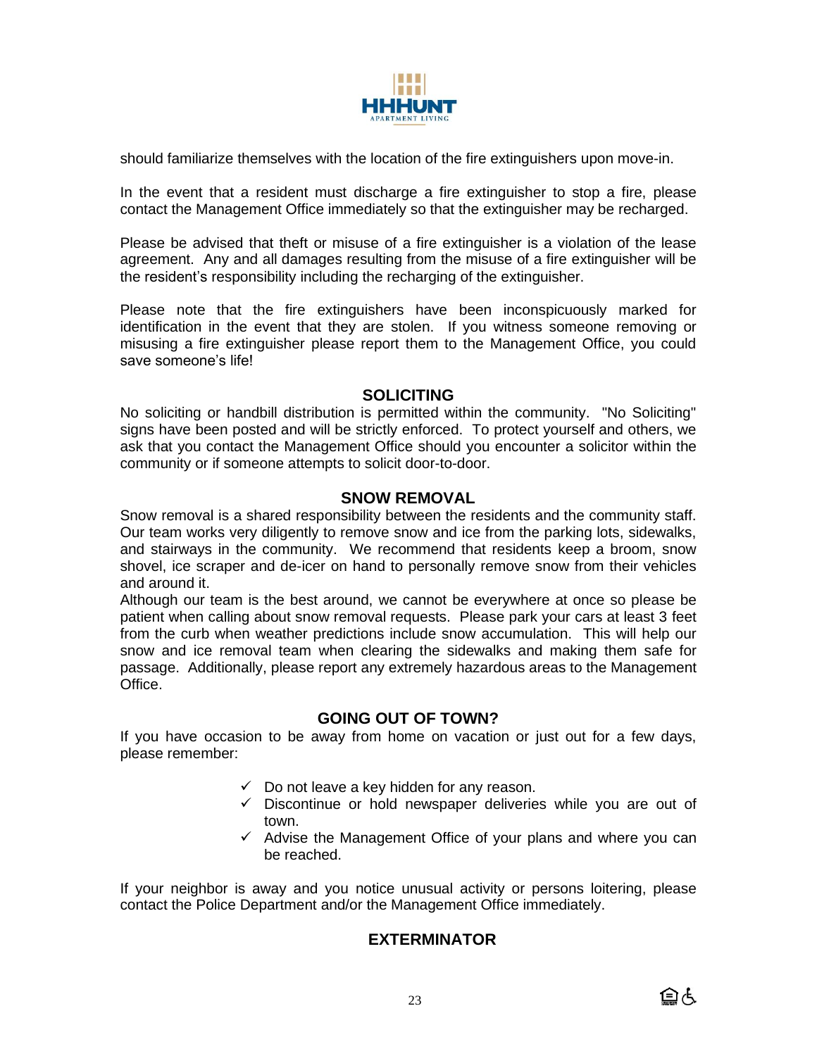should familiarize themselves with the location of the fire extinguishers upon move-in.

In the event that a resident must discharge a fire extinguisher to stop a fire, please contact the Management Office immediately so that the extinguisher may be recharged.

Please be advised that theft or misuse of a fire extinguisher is a violation of the lease agreement. Any and all damages resulting from the misuse of a fire extinguisher will be the resident's responsibility including the recharging of the extinguisher.

Please note that the fire extinguishers have been inconspicuously marked for identification in the event that they are stolen. If you witness someone removing or misusing a fire extinguisher please report them to the Management Office, you could save someone's life!

## SOLICITING

No soliciting or handbill distribution is permitted within the community. "No Soliciting" signs have been posted and will be strictly enforced. To protect yourself and others, we ask that you contact the Management Office should you encounter a solicitor within the community or if someone attempts to solicit door-to-door.

## SNOW REMOVAL

Snow removal is a shared responsibility between the residents and the community staff. Our team works very diligently to remove snow and ice from the parking lots, sidewalks, and stairways in the community. We recommend that residents keep a broom, snow shovel, ice scraper and de-icer on hand to personally remove snow from their vehicles and around it.

Although our team is the best around, we cannot be everywhere at once so please be patient when calling about snow removal requests. Please park your cars at least 3 feet from the curb when weather predictions include snow accumulation. This will help our snow and ice removal team when clearing the sidewalks and making them safe for passage. Additionally, please report any extremely hazardous areas to the Management Office.

## GOING OUT OF TOWN?

If you have occasion to be away from home on vacation or just out for a few days, please remember:

- ✓ Do not leave a key hidden for any reason.
- ✓ Discontinue or hold newspaper deliveries while you are out of town.
- ✓ Advise the Management Office of your plans and where you can be reached.

If your neighbor is away and you notice unusual activity or persons loitering, please contact the Police Department and/or the Management Office immediately.

## EXTERMINATOR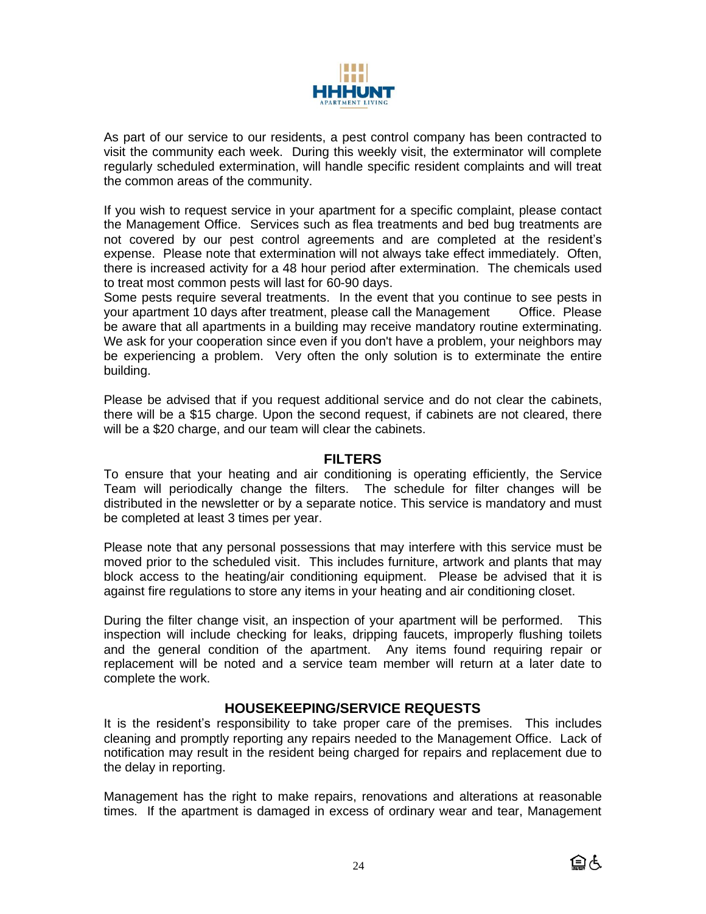As part of our service to our residents, a pest control company has been contracted to visit the community each week. During this weekly visit, the exterminator will complete regularly scheduled extermination, will handle specific resident complaints and will treat the common areas of the community.

If you wish to request service in your apartment for a specific complaint, please contact the Management Office. Services such as flea treatments and bed bug treatments are not covered by our pest control agreements and are completed at the resident's expense. Please note that extermination will not always take effect immediately. Often, there is increased activity for a 48 hour period after extermination. The chemicals used to treat most common pests will last for 60-90 days.
Some pests require several treatments. In the event that you continue to see pests in your apartment 10 days after treatment, please call the Management Office. Please be aware that all apartments in a building may receive mandatory routine exterminating. We ask for your cooperation since even if you don't have a problem, your neighbors may be experiencing a problem. Very often the only solution is to exterminate the entire building.

Please be advised that if you request additional service and do not clear the cabinets, there will be a $15 charge. Upon the second request, if cabinets are not cleared, there will be a $20 charge, and our team will clear the cabinets.

## FILTERS

To ensure that your heating and air conditioning is operating efficiently, the Service Team will periodically change the filters. The schedule for filter changes will be distributed in the newsletter or by a separate notice. This service is mandatory and must be completed at least 3 times per year.

Please note that any personal possessions that may interfere with this service must be moved prior to the scheduled visit. This includes furniture, artwork and plants that may block access to the heating/air conditioning equipment. Please be advised that it is against fire regulations to store any items in your heating and air conditioning closet.

During the filter change visit, an inspection of your apartment will be performed. This inspection will include checking for leaks, dripping faucets, improperly flushing toilets and the general condition of the apartment. Any items found requiring repair or replacement will be noted and a service team member will return at a later date to complete the work.

## HOUSEKEEPING/SERVICE REQUESTS

It is the resident's responsibility to take proper care of the premises. This includes cleaning and promptly reporting any repairs needed to the Management Office. Lack of notification may result in the resident being charged for repairs and replacement due to the delay in reporting.

Management has the right to make repairs, renovations and alterations at reasonable times. If the apartment is damaged in excess of ordinary wear and tear, Management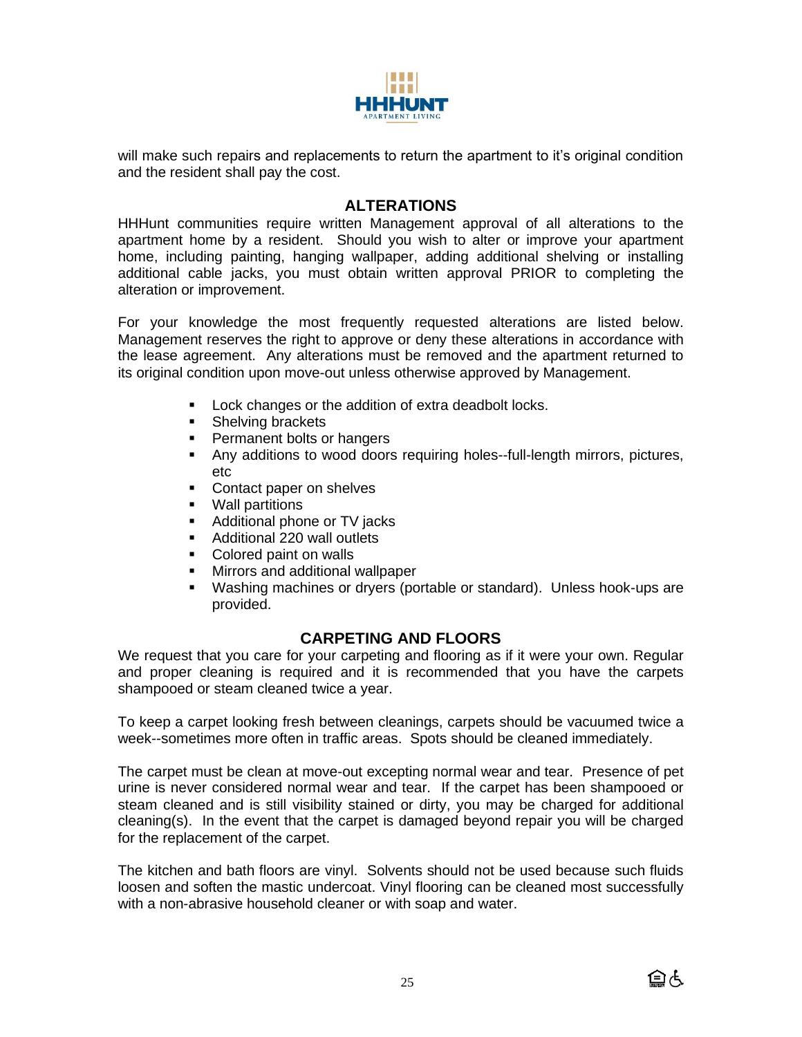will make such repairs and replacements to return the apartment to it's original condition and the resident shall pay the cost.

## ALTERATIONS

HHHunt communities require written Management approval of all alterations to the apartment home by a resident. Should you wish to alter or improve your apartment home, including painting, hanging wallpaper, adding additional shelving or installing additional cable jacks, you must obtain written approval PRIOR to completing the alteration or improvement.

For your knowledge the most frequently requested alterations are listed below. Management reserves the right to approve or deny these alterations in accordance with the lease agreement. Any alterations must be removed and the apartment returned to its original condition upon move-out unless otherwise approved by Management.

- Lock changes or the addition of extra deadbolt locks.
- Shelving brackets
- Permanent bolts or hangers
- Any additions to wood doors requiring holes--full-length mirrors, pictures, etc
- Contact paper on shelves
- Wall partitions
- Additional phone or TV jacks
- Additional 220 wall outlets
- Colored paint on walls
- Mirrors and additional wallpaper
- Washing machines or dryers (portable or standard). Unless hook-ups are provided.

## CARPETING AND FLOORS

We request that you care for your carpeting and flooring as if it were your own. Regular and proper cleaning is required and it is recommended that you have the carpets shampooed or steam cleaned twice a year.

To keep a carpet looking fresh between cleanings, carpets should be vacuumed twice a week--sometimes more often in traffic areas. Spots should be cleaned immediately.

The carpet must be clean at move-out excepting normal wear and tear. Presence of pet urine is never considered normal wear and tear. If the carpet has been shampooed or steam cleaned and is still visibility stained or dirty, you may be charged for additional cleaning(s). In the event that the carpet is damaged beyond repair you will be charged for the replacement of the carpet.

The kitchen and bath floors are vinyl. Solvents should not be used because such fluids loosen and soften the mastic undercoat. Vinyl flooring can be cleaned most successfully with a non-abrasive household cleaner or with soap and water.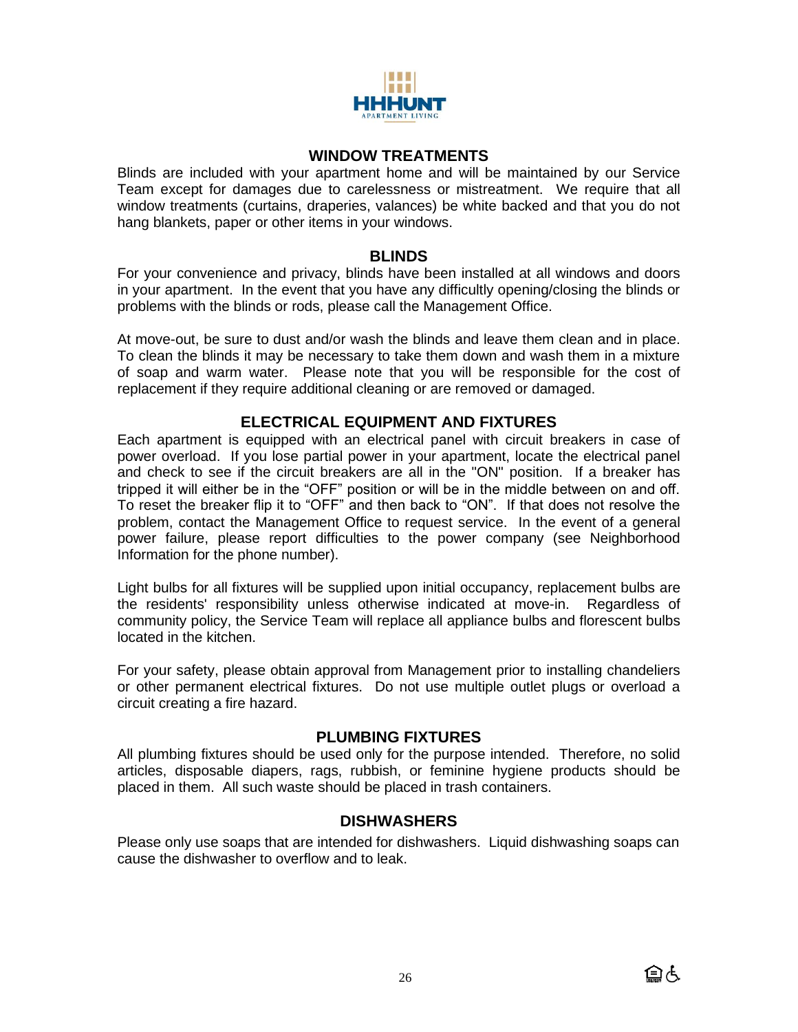## WINDOW TREATMENTS

Blinds are included with your apartment home and will be maintained by our Service Team except for damages due to carelessness or mistreatment. We require that all window treatments (curtains, draperies, valances) be white backed and that you do not hang blankets, paper or other items in your windows.

## BLINDS

For your convenience and privacy, blinds have been installed at all windows and doors in your apartment. In the event that you have any difficultly opening/closing the blinds or problems with the blinds or rods, please call the Management Office.

At move-out, be sure to dust and/or wash the blinds and leave them clean and in place. To clean the blinds it may be necessary to take them down and wash them in a mixture of soap and warm water. Please note that you will be responsible for the cost of replacement if they require additional cleaning or are removed or damaged.

## ELECTRICAL EQUIPMENT AND FIXTURES

Each apartment is equipped with an electrical panel with circuit breakers in case of power overload. If you lose partial power in your apartment, locate the electrical panel and check to see if the circuit breakers are all in the "ON" position. If a breaker has tripped it will either be in the "OFF" position or will be in the middle between on and off. To reset the breaker flip it to "OFF" and then back to "ON". If that does not resolve the problem, contact the Management Office to request service. In the event of a general power failure, please report difficulties to the power company (see Neighborhood Information for the phone number).

Light bulbs for all fixtures will be supplied upon initial occupancy, replacement bulbs are the residents' responsibility unless otherwise indicated at move-in. Regardless of community policy, the Service Team will replace all appliance bulbs and florescent bulbs located in the kitchen.

For your safety, please obtain approval from Management prior to installing chandeliers or other permanent electrical fixtures. Do not use multiple outlet plugs or overload a circuit creating a fire hazard.

## PLUMBING FIXTURES

All plumbing fixtures should be used only for the purpose intended. Therefore, no solid articles, disposable diapers, rags, rubbish, or feminine hygiene products should be placed in them. All such waste should be placed in trash containers.

## DISHWASHERS

Please only use soaps that are intended for dishwashers. Liquid dishwashing soaps can cause the dishwasher to overflow and to leak.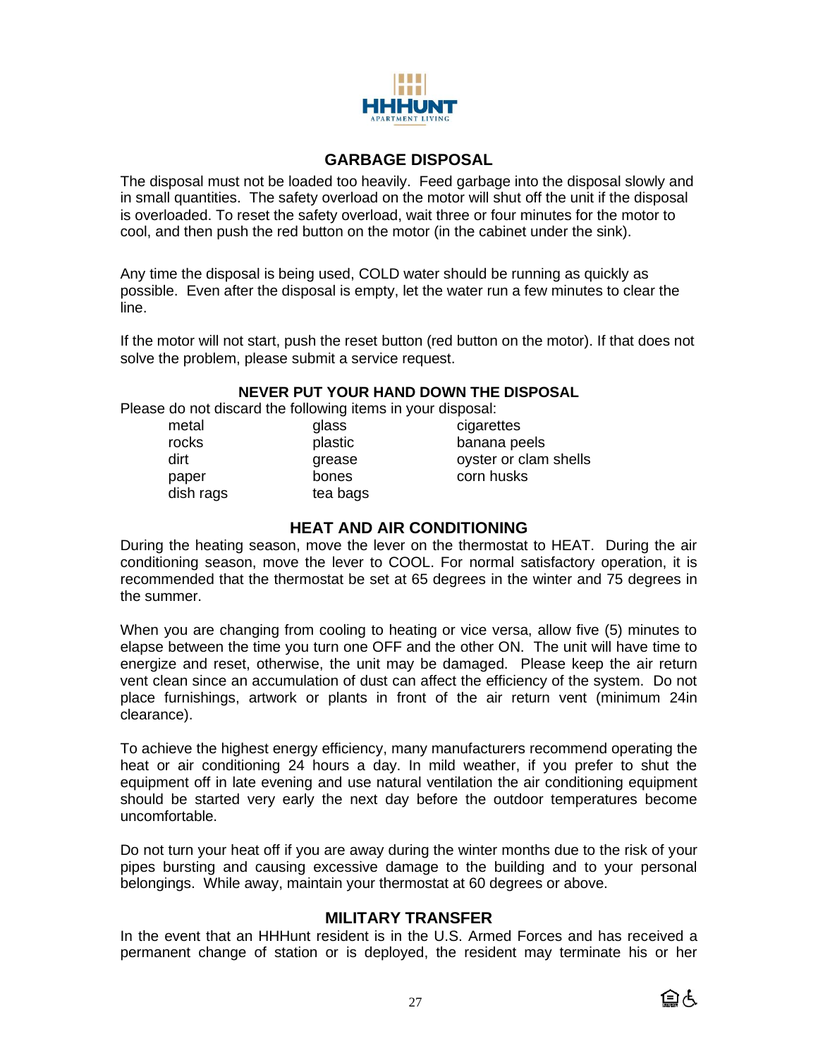## GARBAGE DISPOSAL

The disposal must not be loaded too heavily. Feed garbage into the disposal slowly and in small quantities. The safety overload on the motor will shut off the unit if the disposal is overloaded. To reset the safety overload, wait three or four minutes for the motor to cool, and then push the red button on the motor (in the cabinet under the sink).

Any time the disposal is being used, COLD water should be running as quickly as possible. Even after the disposal is empty, let the water run a few minutes to clear the line.

If the motor will not start, push the reset button (red button on the motor). If that does not solve the problem, please submit a service request.

**NEVER PUT YOUR HAND DOWN THE DISPOSAL**

Please do not discard the following items in your disposal:

| | | |
|---|---|---|
| metal | glass | cigarettes |
| rocks | plastic | banana peels |
| dirt | grease | oyster or clam shells |
| paper | bones | corn husks |
| dish rags | tea bags | |

## HEAT AND AIR CONDITIONING

During the heating season, move the lever on the thermostat to HEAT. During the air conditioning season, move the lever to COOL. For normal satisfactory operation, it is recommended that the thermostat be set at 65 degrees in the winter and 75 degrees in the summer.

When you are changing from cooling to heating or vice versa, allow five (5) minutes to elapse between the time you turn one OFF and the other ON. The unit will have time to energize and reset, otherwise, the unit may be damaged. Please keep the air return vent clean since an accumulation of dust can affect the efficiency of the system. Do not place furnishings, artwork or plants in front of the air return vent (minimum 24in clearance).

To achieve the highest energy efficiency, many manufacturers recommend operating the heat or air conditioning 24 hours a day. In mild weather, if you prefer to shut the equipment off in late evening and use natural ventilation the air conditioning equipment should be started very early the next day before the outdoor temperatures become uncomfortable.

Do not turn your heat off if you are away during the winter months due to the risk of your pipes bursting and causing excessive damage to the building and to your personal belongings. While away, maintain your thermostat at 60 degrees or above.

## MILITARY TRANSFER

In the event that an HHHunt resident is in the U.S. Armed Forces and has received a permanent change of station or is deployed, the resident may terminate his or her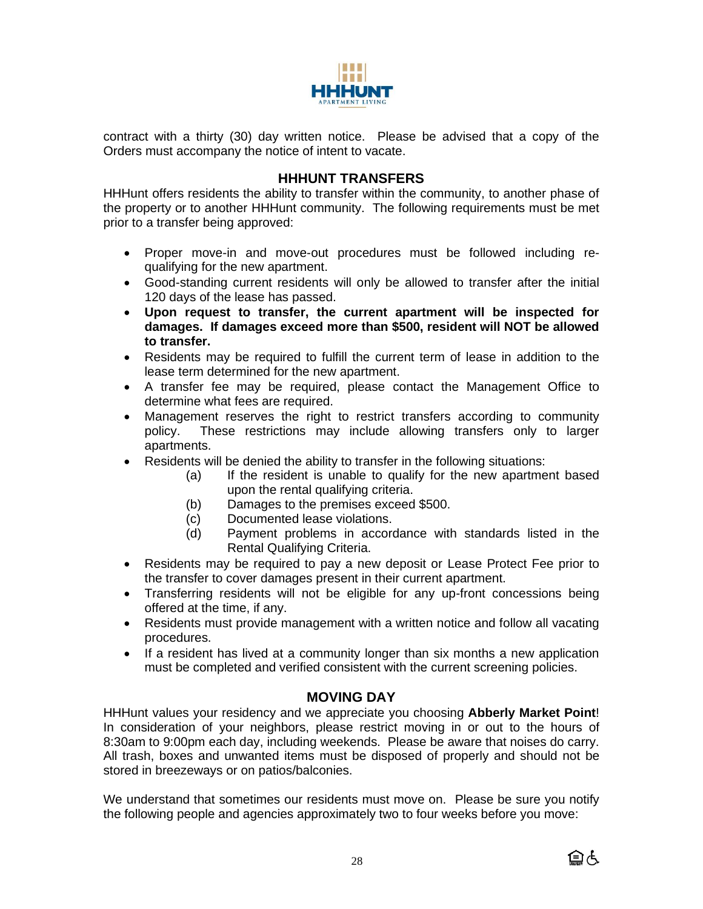contract with a thirty (30) day written notice. Please be advised that a copy of the Orders must accompany the notice of intent to vacate.

## HHHUNT TRANSFERS

HHHunt offers residents the ability to transfer within the community, to another phase of the property or to another HHHunt community. The following requirements must be met prior to a transfer being approved:

- Proper move-in and move-out procedures must be followed including re-qualifying for the new apartment.
- Good-standing current residents will only be allowed to transfer after the initial 120 days of the lease has passed.
- **Upon request to transfer, the current apartment will be inspected for damages. If damages exceed more than $500, resident will NOT be allowed to transfer.**
- Residents may be required to fulfill the current term of lease in addition to the lease term determined for the new apartment.
- A transfer fee may be required, please contact the Management Office to determine what fees are required.
- Management reserves the right to restrict transfers according to community policy. These restrictions may include allowing transfers only to larger apartments.
- Residents will be denied the ability to transfer in the following situations:
  - (a) If the resident is unable to qualify for the new apartment based upon the rental qualifying criteria.
  - (b) Damages to the premises exceed $500.
  - (c) Documented lease violations.
  - (d) Payment problems in accordance with standards listed in the Rental Qualifying Criteria.
- Residents may be required to pay a new deposit or Lease Protect Fee prior to the transfer to cover damages present in their current apartment.
- Transferring residents will not be eligible for any up-front concessions being offered at the time, if any.
- Residents must provide management with a written notice and follow all vacating procedures.
- If a resident has lived at a community longer than six months a new application must be completed and verified consistent with the current screening policies.

## MOVING DAY

HHHunt values your residency and we appreciate you choosing **Abberly Market Point**! In consideration of your neighbors, please restrict moving in or out to the hours of 8:30am to 9:00pm each day, including weekends. Please be aware that noises do carry. All trash, boxes and unwanted items must be disposed of properly and should not be stored in breezeways or on patios/balconies.

We understand that sometimes our residents must move on. Please be sure you notify the following people and agencies approximately two to four weeks before you move: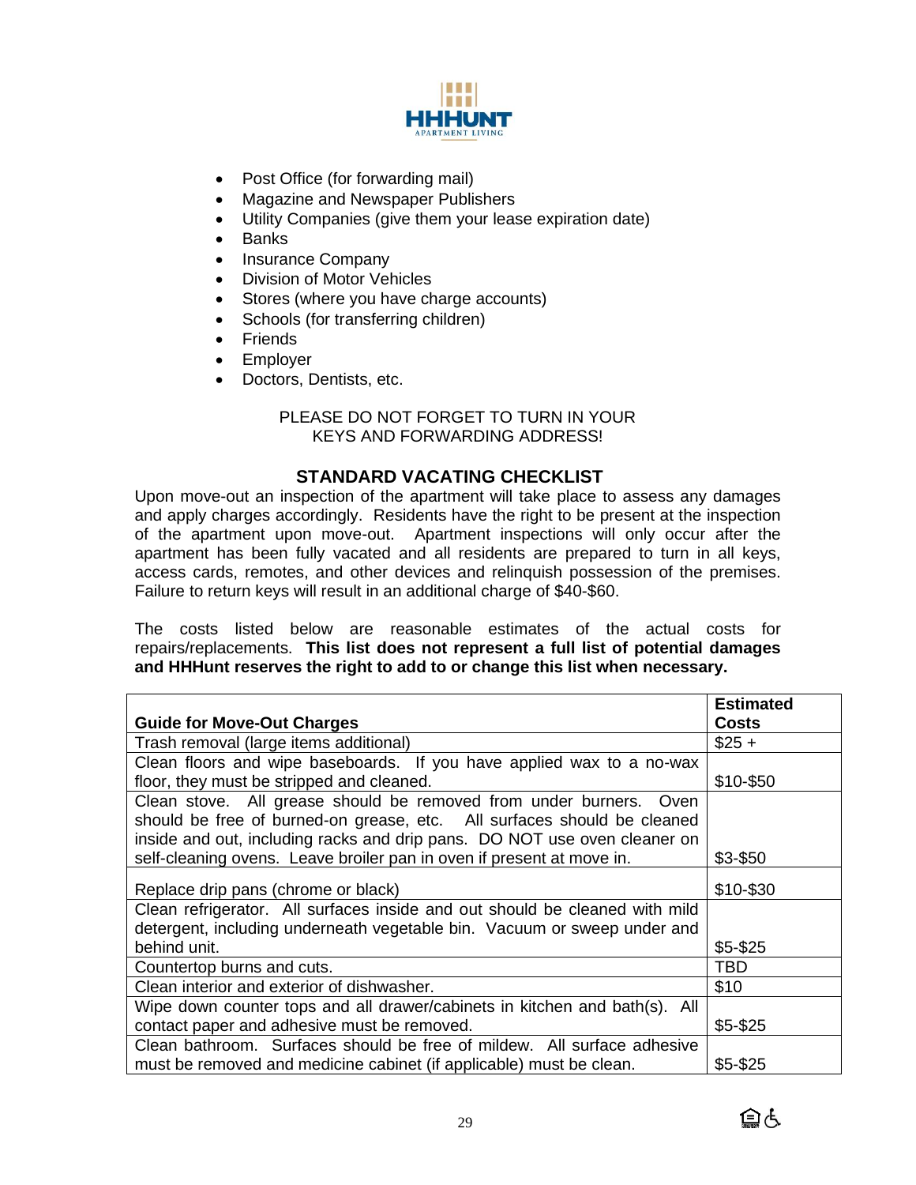- Post Office (for forwarding mail)
- Magazine and Newspaper Publishers
- Utility Companies (give them your lease expiration date)
- Banks
- Insurance Company
- Division of Motor Vehicles
- Stores (where you have charge accounts)
- Schools (for transferring children)
- Friends
- Employer
- Doctors, Dentists, etc.

PLEASE DO NOT FORGET TO TURN IN YOUR KEYS AND FORWARDING ADDRESS!

## STANDARD VACATING CHECKLIST

Upon move-out an inspection of the apartment will take place to assess any damages and apply charges accordingly. Residents have the right to be present at the inspection of the apartment upon move-out. Apartment inspections will only occur after the apartment has been fully vacated and all residents are prepared to turn in all keys, access cards, remotes, and other devices and relinquish possession of the premises. Failure to return keys will result in an additional charge of $40-$60.

The costs listed below are reasonable estimates of the actual costs for repairs/replacements. **This list does not represent a full list of potential damages and HHHunt reserves the right to add to or change this list when necessary.**

| Guide for Move-Out Charges | Estimated Costs |
|---|---|
| Trash removal (large items additional) | $25 + |
| Clean floors and wipe baseboards. If you have applied wax to a no-wax floor, they must be stripped and cleaned. | $10-$50 |
| Clean stove. All grease should be removed from under burners. Oven should be free of burned-on grease, etc. All surfaces should be cleaned inside and out, including racks and drip pans. DO NOT use oven cleaner on self-cleaning ovens. Leave broiler pan in oven if present at move in. | $3-$50 |
| Replace drip pans (chrome or black) | $10-$30 |
| Clean refrigerator. All surfaces inside and out should be cleaned with mild detergent, including underneath vegetable bin. Vacuum or sweep under and behind unit. | $5-$25 |
| Countertop burns and cuts. | TBD |
| Clean interior and exterior of dishwasher. | $10 |
| Wipe down counter tops and all drawer/cabinets in kitchen and bath(s). All contact paper and adhesive must be removed. | $5-$25 |
| Clean bathroom. Surfaces should be free of mildew. All surface adhesive must be removed and medicine cabinet (if applicable) must be clean. | $5-$25 |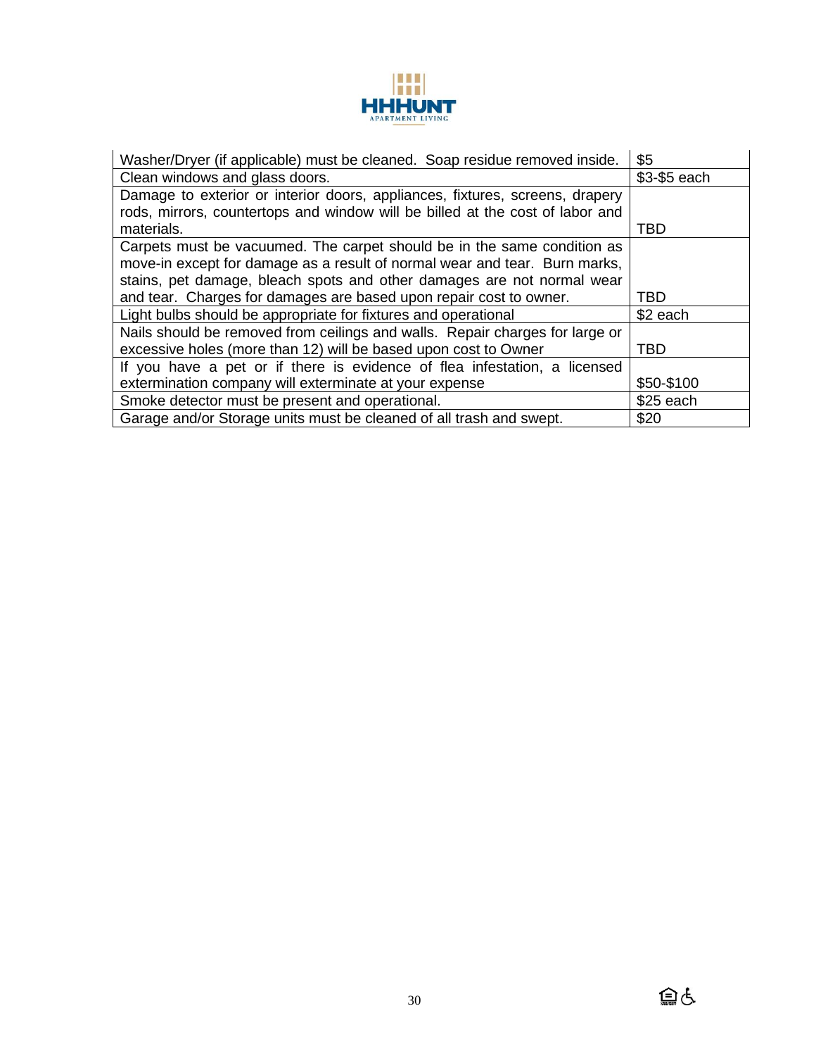| | |
|---|---|
| Washer/Dryer (if applicable) must be cleaned. Soap residue removed inside. | $5 |
| Clean windows and glass doors. | $3-$5 each |
| Damage to exterior or interior doors, appliances, fixtures, screens, drapery rods, mirrors, countertops and window will be billed at the cost of labor and materials. | TBD |
| Carpets must be vacuumed. The carpet should be in the same condition as move-in except for damage as a result of normal wear and tear. Burn marks, stains, pet damage, bleach spots and other damages are not normal wear and tear. Charges for damages are based upon repair cost to owner. | TBD |
| Light bulbs should be appropriate for fixtures and operational | $2 each |
| Nails should be removed from ceilings and walls. Repair charges for large or excessive holes (more than 12) will be based upon cost to Owner | TBD |
| If you have a pet or if there is evidence of flea infestation, a licensed extermination company will exterminate at your expense | $50-$100 |
| Smoke detector must be present and operational. | $25 each |
| Garage and/or Storage units must be cleaned of all trash and swept. | $20 |